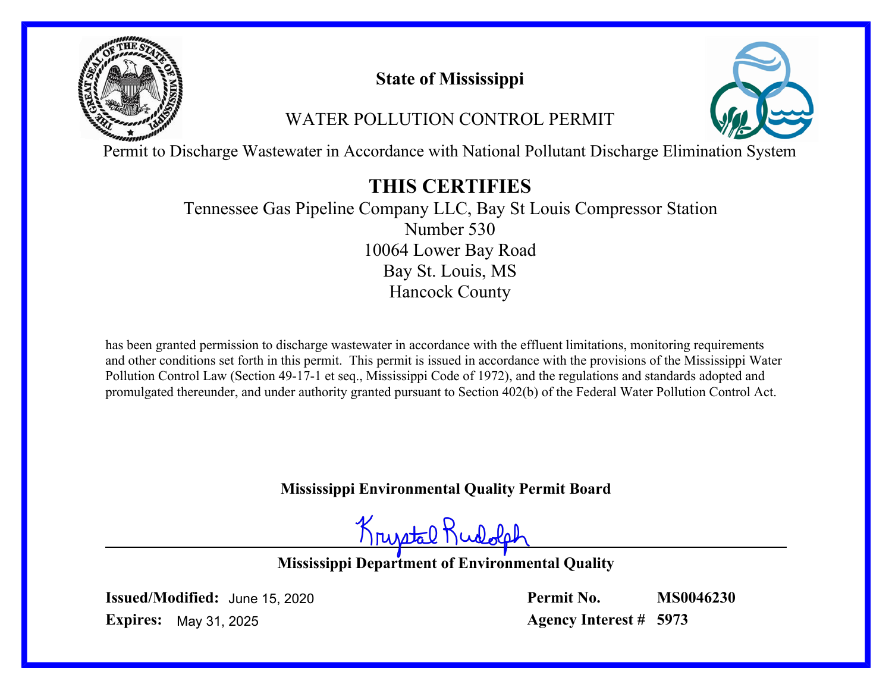# State of Mississippi

## WATER POLLUTION CONTROL PERMIT

Permit to Discharge Wastewater in Accordance with National Pollutant Discharge Elimination System

## THIS CERTIFIES

Tennessee Gas Pipeline Company LLC, Bay St Louis Compressor Station
Number 530
10064 Lower Bay Road
Bay St. Louis, MS
Hancock County

has been granted permission to discharge wastewater in accordance with the effluent limitations, monitoring requirements and other conditions set forth in this permit. This permit is issued in accordance with the provisions of the Mississippi Water Pollution Control Law (Section 49-17-1 et seq., Mississippi Code of 1972), and the regulations and standards adopted and promulgated thereunder, and under authority granted pursuant to Section 402(b) of the Federal Water Pollution Control Act.

**Mississippi Environmental Quality Permit Board**

Krystal Rudolph

**Mississippi Department of Environmental Quality**

**Issued/Modified:** June 15, 2020
**Expires:** May 31, 2025

**Permit No.** **MS0046230**
**Agency Interest #** **5973**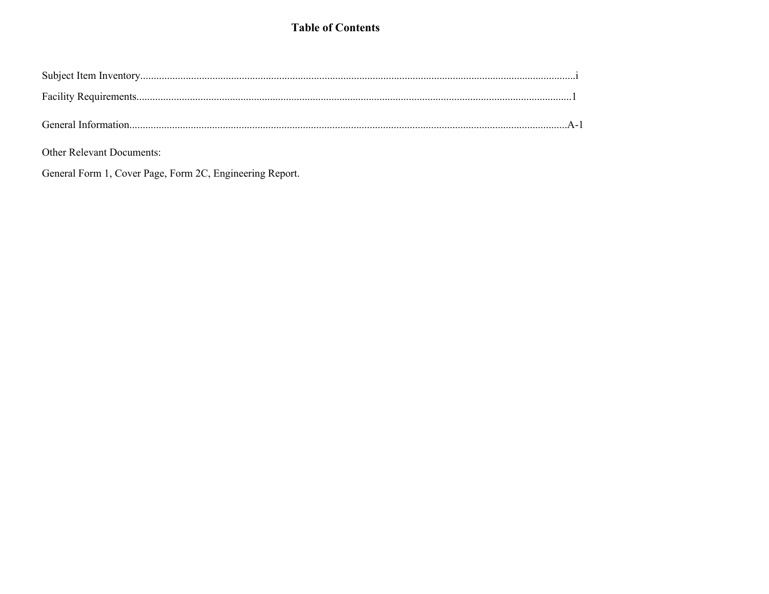# Table of Contents

Subject Item Inventory.....................................................................................................................................................i

Facility Requirements....................................................................................................................................................1

General Information.....................................................................................................................................................A-1

Other Relevant Documents:

General Form 1, Cover Page, Form 2C, Engineering Report.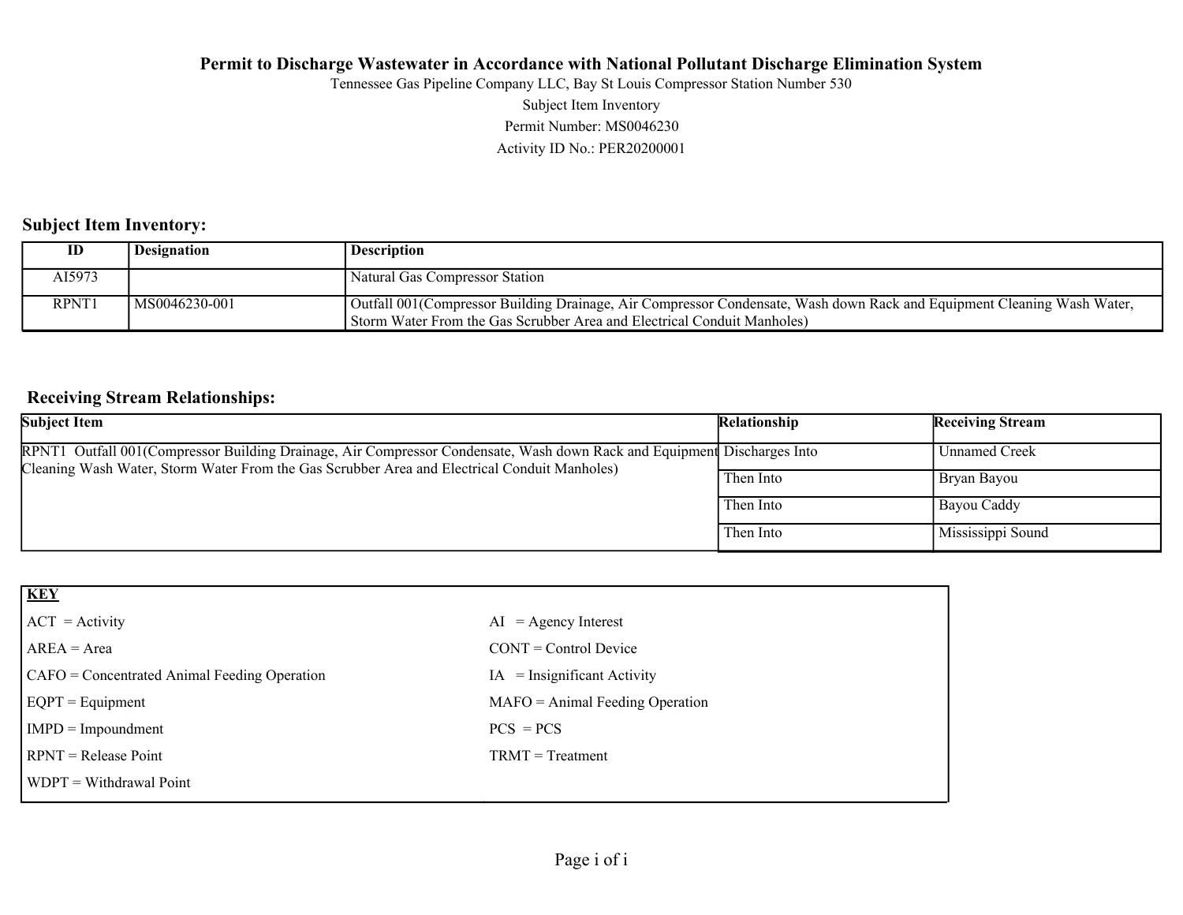**Permit to Discharge Wastewater in Accordance with National Pollutant Discharge Elimination System**

Tennessee Gas Pipeline Company LLC, Bay St Louis Compressor Station Number 530

Subject Item Inventory

Permit Number: MS0046230

Activity ID No.: PER20200001

## Subject Item Inventory:

| ID | Designation | Description |
|---|---|---|
| AI5973 | | Natural Gas Compressor Station |
| RPNT1 | MS0046230-001 | Outfall 001(Compressor Building Drainage, Air Compressor Condensate, Wash down Rack and Equipment Cleaning Wash Water, Storm Water From the Gas Scrubber Area and Electrical Conduit Manholes) |

## Receiving Stream Relationships:

| Subject Item | Relationship | Receiving Stream |
|---|---|---|
| RPNT1 Outfall 001(Compressor Building Drainage, Air Compressor Condensate, Wash down Rack and Equipment Cleaning Wash Water, Storm Water From the Gas Scrubber Area and Electrical Conduit Manholes) | Discharges Into | Unnamed Creek |
| | Then Into | Bryan Bayou |
| | Then Into | Bayou Caddy |
| | Then Into | Mississippi Sound |

| KEY | |
|---|---|
| ACT = Activity | AI = Agency Interest |
| AREA = Area | CONT = Control Device |
| CAFO = Concentrated Animal Feeding Operation | IA = Insignificant Activity |
| EQPT = Equipment | MAFO = Animal Feeding Operation |
| IMPD = Impoundment | PCS = PCS |
| RPNT = Release Point | TRMT = Treatment |
| WDPT = Withdrawal Point | |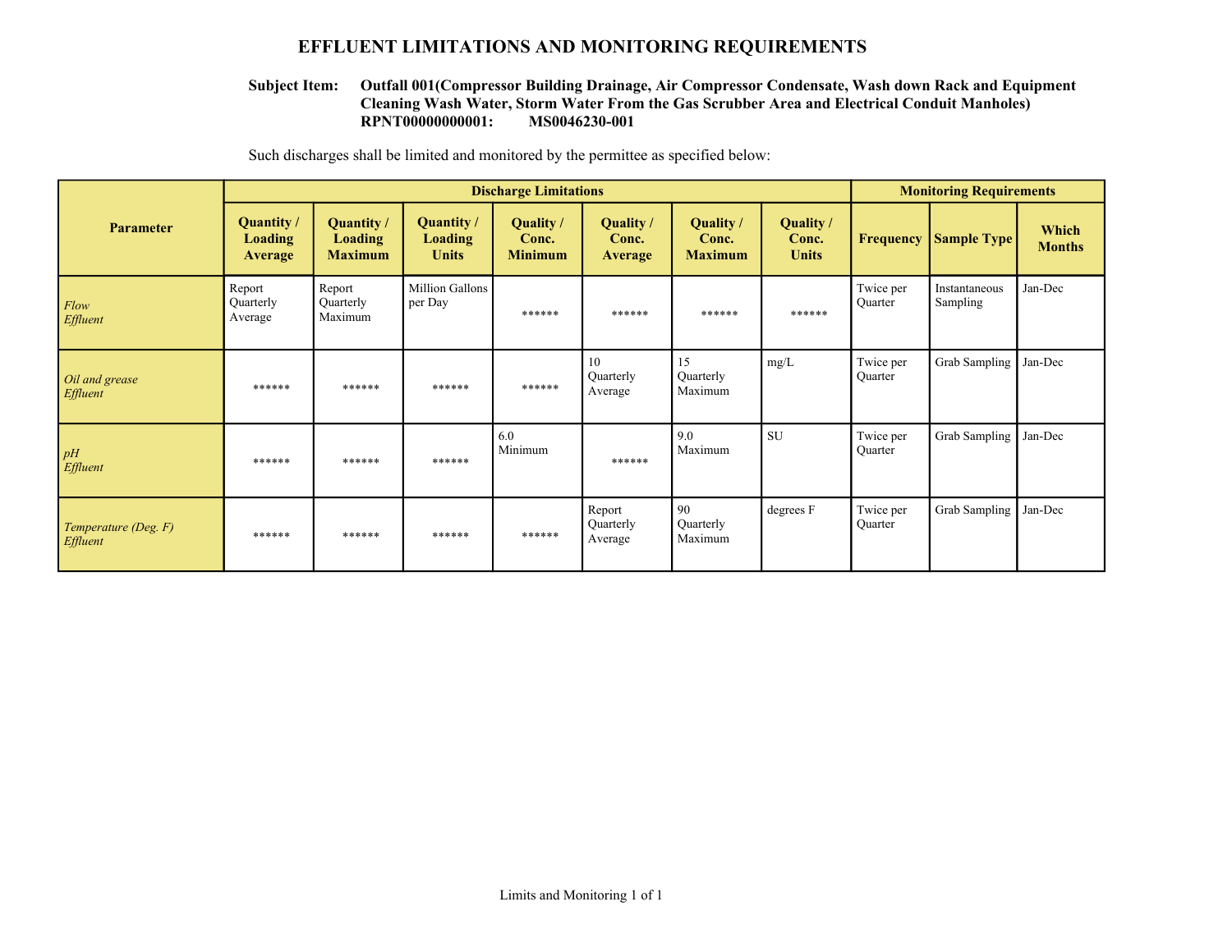# EFFLUENT LIMITATIONS AND MONITORING REQUIREMENTS

**Subject Item:** **Outfall 001(Compressor Building Drainage, Air Compressor Condensate, Wash down Rack and Equipment Cleaning Wash Water, Storm Water From the Gas Scrubber Area and Electrical Conduit Manholes)**
**RPNT00000000001: MS0046230-001**

Such discharges shall be limited and monitored by the permittee as specified below:

| Parameter | Discharge Limitations | | | | | | | Monitoring Requirements | | |
|---|---|---|---|---|---|---|---|---|---|---|
| | Quantity / Loading Average | Quantity / Loading Maximum | Quantity / Loading Units | Quality / Conc. Minimum | Quality / Conc. Average | Quality / Conc. Maximum | Quality / Conc. Units | Frequency | Sample Type | Which Months |
| *Flow Effluent* | Report Quarterly Average | Report Quarterly Maximum | Million Gallons per Day | ****** | ****** | ****** | ****** | Twice per Quarter | Instantaneous Sampling | Jan-Dec |
| *Oil and grease Effluent* | ****** | ****** | ****** | ****** | 10 Quarterly Average | 15 Quarterly Maximum | mg/L | Twice per Quarter | Grab Sampling | Jan-Dec |
| *pH Effluent* | ****** | ****** | ****** | 6.0 Minimum | ****** | 9.0 Maximum | SU | Twice per Quarter | Grab Sampling | Jan-Dec |
| *Temperature (Deg. F) Effluent* | ****** | ****** | ****** | ****** | Report Quarterly Average | 90 Quarterly Maximum | degrees F | Twice per Quarter | Grab Sampling | Jan-Dec |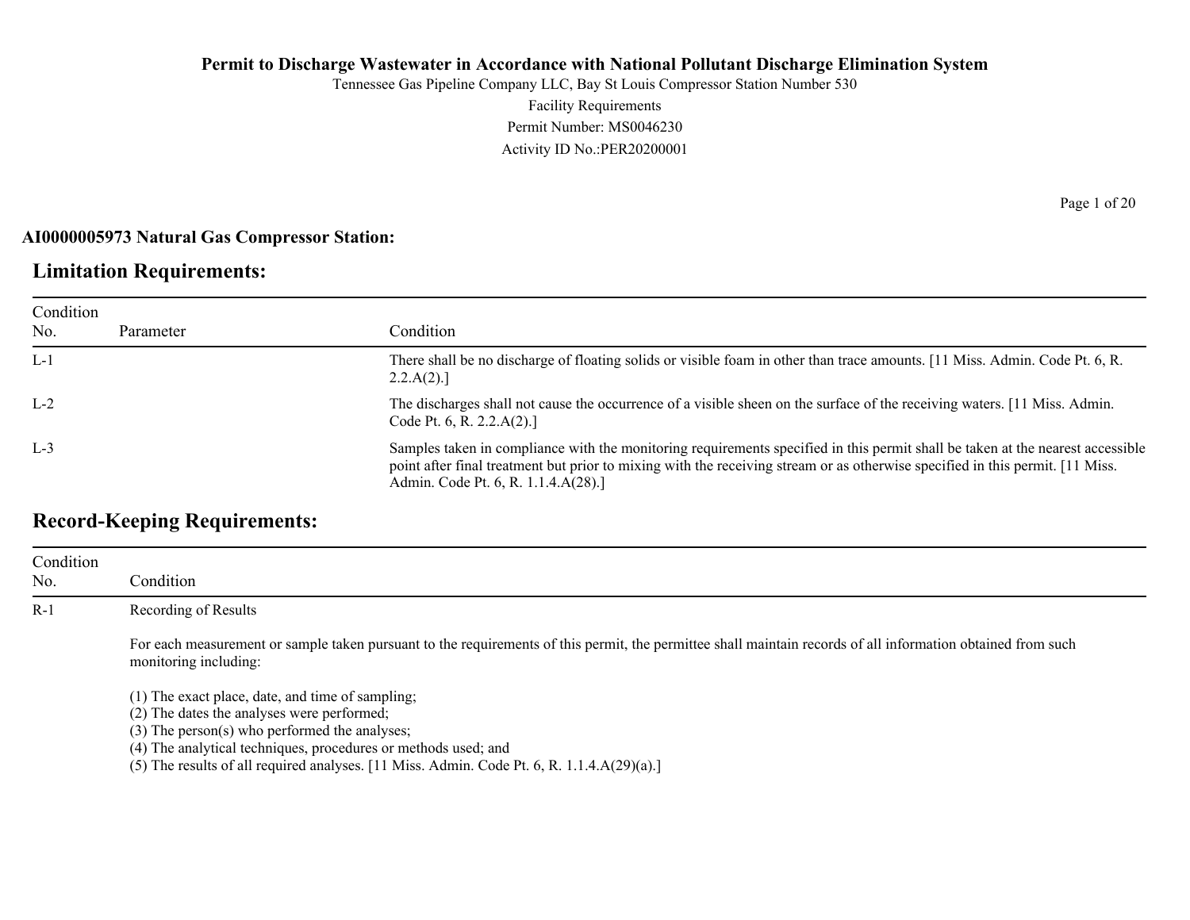**Permit to Discharge Wastewater in Accordance with National Pollutant Discharge Elimination System**

Tennessee Gas Pipeline Company LLC, Bay St Louis Compressor Station Number 530

Facility Requirements

Permit Number: MS0046230

Activity ID No.:PER20200001

**AI0000005973 Natural Gas Compressor Station:**

## Limitation Requirements:

| Condition No. | Parameter | Condition |
|---|---|---|
| L-1 | | There shall be no discharge of floating solids or visible foam in other than trace amounts. [11 Miss. Admin. Code Pt. 6, R. 2.2.A(2).] |
| L-2 | | The discharges shall not cause the occurrence of a visible sheen on the surface of the receiving waters. [11 Miss. Admin. Code Pt. 6, R. 2.2.A(2).] |
| L-3 | | Samples taken in compliance with the monitoring requirements specified in this permit shall be taken at the nearest accessible point after final treatment but prior to mixing with the receiving stream or as otherwise specified in this permit. [11 Miss. Admin. Code Pt. 6, R. 1.1.4.A(28).] |

## Record-Keeping Requirements:

| Condition No. | Condition |
|---|---|
| R-1 | Recording of Results<br><br>For each measurement or sample taken pursuant to the requirements of this permit, the permittee shall maintain records of all information obtained from such monitoring including:<br><br>(1) The exact place, date, and time of sampling;<br>(2) The dates the analyses were performed;<br>(3) The person(s) who performed the analyses;<br>(4) The analytical techniques, procedures or methods used; and<br>(5) The results of all required analyses. [11 Miss. Admin. Code Pt. 6, R. 1.1.4.A(29)(a).] |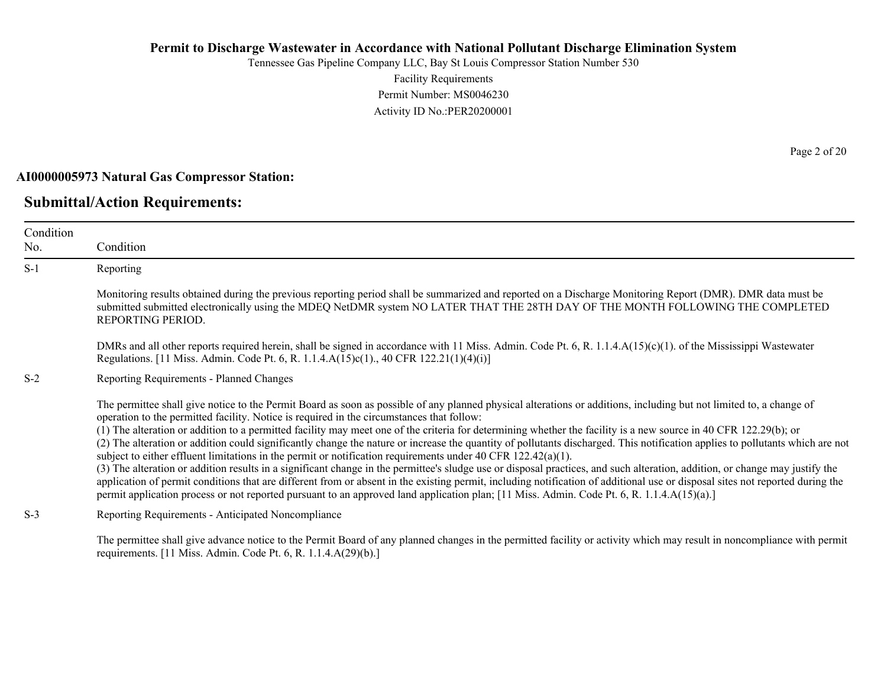**AI0000005973 Natural Gas Compressor Station:**

## Submittal/Action Requirements:

| Condition No. | Condition |
|---|---|
| S-1 | Reporting<br><br>Monitoring results obtained during the previous reporting period shall be summarized and reported on a Discharge Monitoring Report (DMR). DMR data must be submitted submitted electronically using the MDEQ NetDMR system NO LATER THAT THE 28TH DAY OF THE MONTH FOLLOWING THE COMPLETED REPORTING PERIOD.<br><br>DMRs and all other reports required herein, shall be signed in accordance with 11 Miss. Admin. Code Pt. 6, R. 1.1.4.A(15)(c)(1). of the Mississippi Wastewater Regulations. [11 Miss. Admin. Code Pt. 6, R. 1.1.4.A(15)c(1)., 40 CFR 122.21(1)(4)(i)] |
| S-2 | Reporting Requirements - Planned Changes<br><br>The permittee shall give notice to the Permit Board as soon as possible of any planned physical alterations or additions, including but not limited to, a change of operation to the permitted facility. Notice is required in the circumstances that follow:<br>(1) The alteration or addition to a permitted facility may meet one of the criteria for determining whether the facility is a new source in 40 CFR 122.29(b); or<br>(2) The alteration or addition could significantly change the nature or increase the quantity of pollutants discharged. This notification applies to pollutants which are not subject to either effluent limitations in the permit or notification requirements under 40 CFR 122.42(a)(1).<br>(3) The alteration or addition results in a significant change in the permittee's sludge use or disposal practices, and such alteration, addition, or change may justify the application of permit conditions that are different from or absent in the existing permit, including notification of additional use or disposal sites not reported during the permit application process or not reported pursuant to an approved land application plan; [11 Miss. Admin. Code Pt. 6, R. 1.1.4.A(15)(a).] |
| S-3 | Reporting Requirements - Anticipated Noncompliance<br><br>The permittee shall give advance notice to the Permit Board of any planned changes in the permitted facility or activity which may result in noncompliance with permit requirements. [11 Miss. Admin. Code Pt. 6, R. 1.1.4.A(29)(b).] |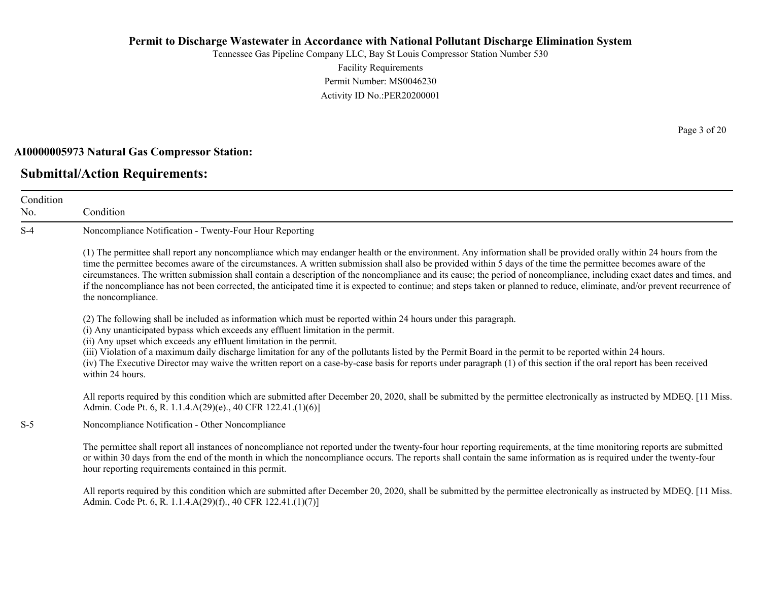**AI0000005973 Natural Gas Compressor Station:**

## Submittal/Action Requirements:

| Condition No. | Condition |
|---|---|
| S-4 | Noncompliance Notification - Twenty-Four Hour Reporting<br><br>(1) The permittee shall report any noncompliance which may endanger health or the environment. Any information shall be provided orally within 24 hours from the time the permittee becomes aware of the circumstances. A written submission shall also be provided within 5 days of the time the permittee becomes aware of the circumstances. The written submission shall contain a description of the noncompliance and its cause; the period of noncompliance, including exact dates and times, and if the noncompliance has not been corrected, the anticipated time it is expected to continue; and steps taken or planned to reduce, eliminate, and/or prevent recurrence of the noncompliance.<br><br>(2) The following shall be included as information which must be reported within 24 hours under this paragraph.<br>(i) Any unanticipated bypass which exceeds any effluent limitation in the permit.<br>(ii) Any upset which exceeds any effluent limitation in the permit.<br>(iii) Violation of a maximum daily discharge limitation for any of the pollutants listed by the Permit Board in the permit to be reported within 24 hours.<br>(iv) The Executive Director may waive the written report on a case-by-case basis for reports under paragraph (1) of this section if the oral report has been received within 24 hours.<br><br>All reports required by this condition which are submitted after December 20, 2020, shall be submitted by the permittee electronically as instructed by MDEQ. [11 Miss. Admin. Code Pt. 6, R. 1.1.4.A(29)(e)., 40 CFR 122.41.(1)(6)] |
| S-5 | Noncompliance Notification - Other Noncompliance<br><br>The permittee shall report all instances of noncompliance not reported under the twenty-four hour reporting requirements, at the time monitoring reports are submitted or within 30 days from the end of the month in which the noncompliance occurs. The reports shall contain the same information as is required under the twenty-four hour reporting requirements contained in this permit.<br><br>All reports required by this condition which are submitted after December 20, 2020, shall be submitted by the permittee electronically as instructed by MDEQ. [11 Miss. Admin. Code Pt. 6, R. 1.1.4.A(29)(f)., 40 CFR 122.41.(1)(7)] |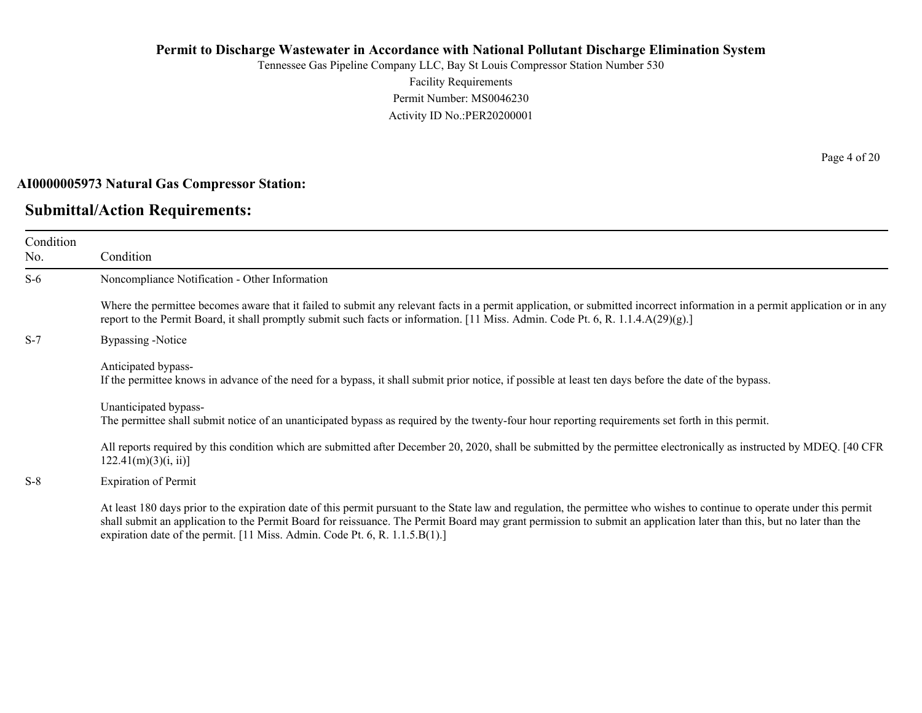**AI0000005973 Natural Gas Compressor Station:**

## Submittal/Action Requirements:

| Condition No. | Condition |
|---|---|
| S-6 | Noncompliance Notification - Other Information<br><br>Where the permittee becomes aware that it failed to submit any relevant facts in a permit application, or submitted incorrect information in a permit application or in any report to the Permit Board, it shall promptly submit such facts or information. [11 Miss. Admin. Code Pt. 6, R. 1.1.4.A(29)(g).] |
| S-7 | Bypassing -Notice<br><br>Anticipated bypass-<br>If the permittee knows in advance of the need for a bypass, it shall submit prior notice, if possible at least ten days before the date of the bypass.<br><br>Unanticipated bypass-<br>The permittee shall submit notice of an unanticipated bypass as required by the twenty-four hour reporting requirements set forth in this permit.<br><br>All reports required by this condition which are submitted after December 20, 2020, shall be submitted by the permittee electronically as instructed by MDEQ. [40 CFR 122.41(m)(3)(i, ii)] |
| S-8 | Expiration of Permit<br><br>At least 180 days prior to the expiration date of this permit pursuant to the State law and regulation, the permittee who wishes to continue to operate under this permit shall submit an application to the Permit Board for reissuance. The Permit Board may grant permission to submit an application later than this, but no later than the expiration date of the permit. [11 Miss. Admin. Code Pt. 6, R. 1.1.5.B(1).] |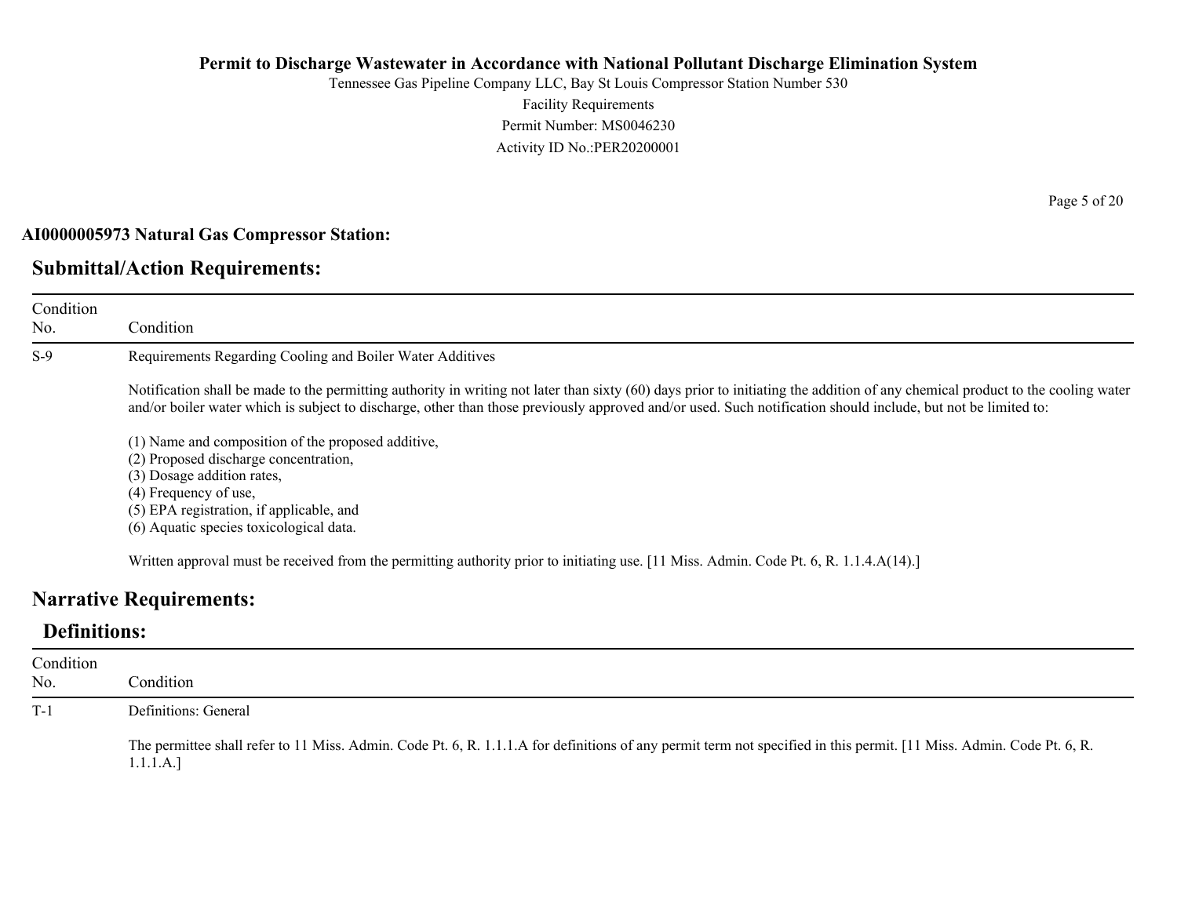**AI0000005973 Natural Gas Compressor Station:**

## Submittal/Action Requirements:

| Condition No. | Condition |
| --- | --- |
| S-9 | Requirements Regarding Cooling and Boiler Water Additives<br><br>Notification shall be made to the permitting authority in writing not later than sixty (60) days prior to initiating the addition of any chemical product to the cooling water and/or boiler water which is subject to discharge, other than those previously approved and/or used. Such notification should include, but not be limited to:<br><br>(1) Name and composition of the proposed additive,<br>(2) Proposed discharge concentration,<br>(3) Dosage addition rates,<br>(4) Frequency of use,<br>(5) EPA registration, if applicable, and<br>(6) Aquatic species toxicological data.<br><br>Written approval must be received from the permitting authority prior to initiating use. [11 Miss. Admin. Code Pt. 6, R. 1.1.4.A(14).] |

## Narrative Requirements:

### Definitions:

| Condition No. | Condition |
| --- | --- |
| T-1 | Definitions: General<br><br>The permittee shall refer to 11 Miss. Admin. Code Pt. 6, R. 1.1.1.A for definitions of any permit term not specified in this permit. [11 Miss. Admin. Code Pt. 6, R. 1.1.1.A.] |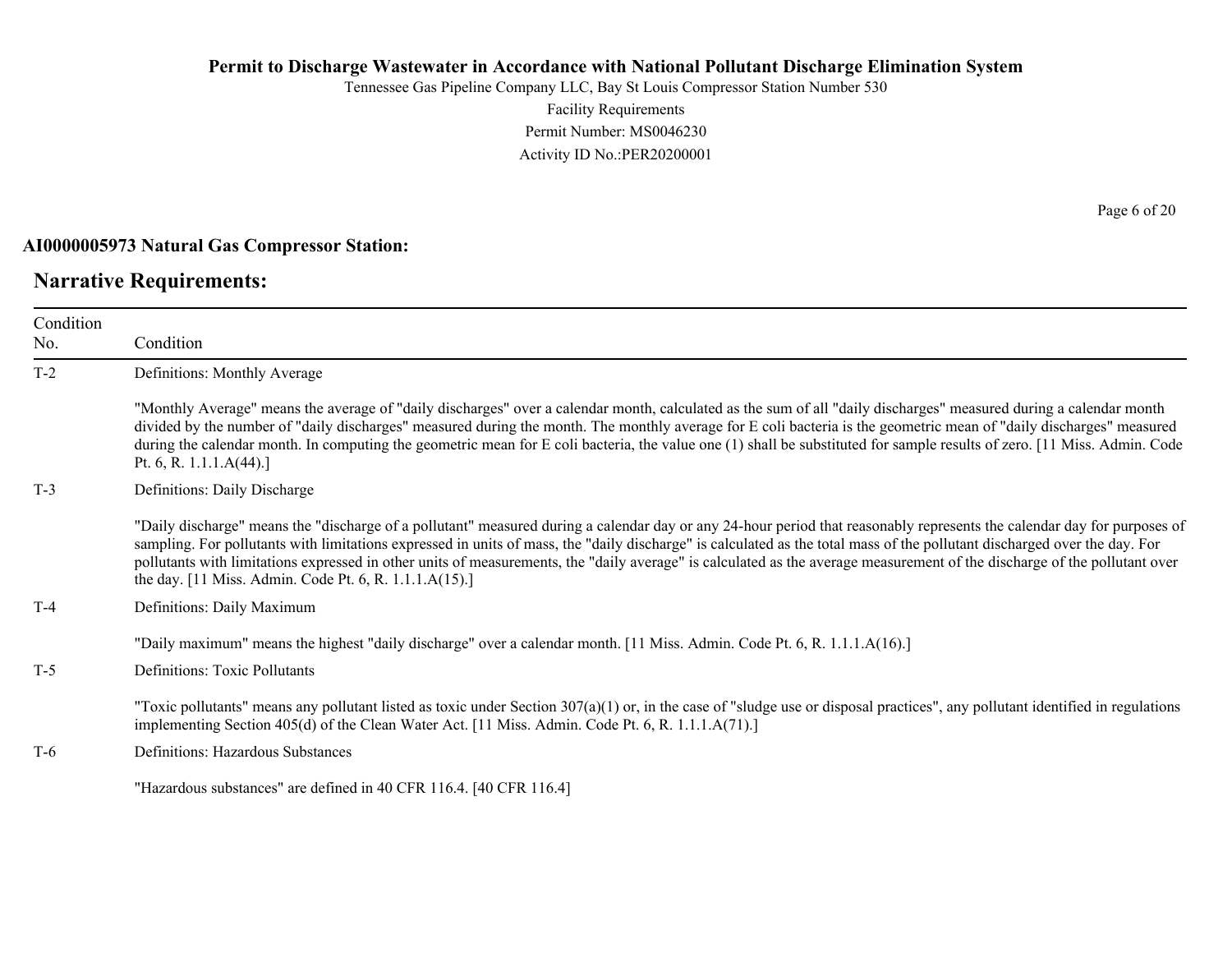**AI0000005973 Natural Gas Compressor Station:**

## Narrative Requirements:

| Condition No. | Condition |
|---|---|
| T-2 | Definitions: Monthly Average<br><br>"Monthly Average" means the average of "daily discharges" over a calendar month, calculated as the sum of all "daily discharges" measured during a calendar month divided by the number of "daily discharges" measured during the month. The monthly average for E coli bacteria is the geometric mean of "daily discharges" measured during the calendar month. In computing the geometric mean for E coli bacteria, the value one (1) shall be substituted for sample results of zero. [11 Miss. Admin. Code Pt. 6, R. 1.1.1.A(44).] |
| T-3 | Definitions: Daily Discharge<br><br>"Daily discharge" means the "discharge of a pollutant" measured during a calendar day or any 24-hour period that reasonably represents the calendar day for purposes of sampling. For pollutants with limitations expressed in units of mass, the "daily discharge" is calculated as the total mass of the pollutant discharged over the day. For pollutants with limitations expressed in other units of measurements, the "daily average" is calculated as the average measurement of the discharge of the pollutant over the day. [11 Miss. Admin. Code Pt. 6, R. 1.1.1.A(15).] |
| T-4 | Definitions: Daily Maximum<br><br>"Daily maximum" means the highest "daily discharge" over a calendar month. [11 Miss. Admin. Code Pt. 6, R. 1.1.1.A(16).] |
| T-5 | Definitions: Toxic Pollutants<br><br>"Toxic pollutants" means any pollutant listed as toxic under Section 307(a)(1) or, in the case of "sludge use or disposal practices", any pollutant identified in regulations implementing Section 405(d) of the Clean Water Act. [11 Miss. Admin. Code Pt. 6, R. 1.1.1.A(71).] |
| T-6 | Definitions: Hazardous Substances<br><br>"Hazardous substances" are defined in 40 CFR 116.4. [40 CFR 116.4] |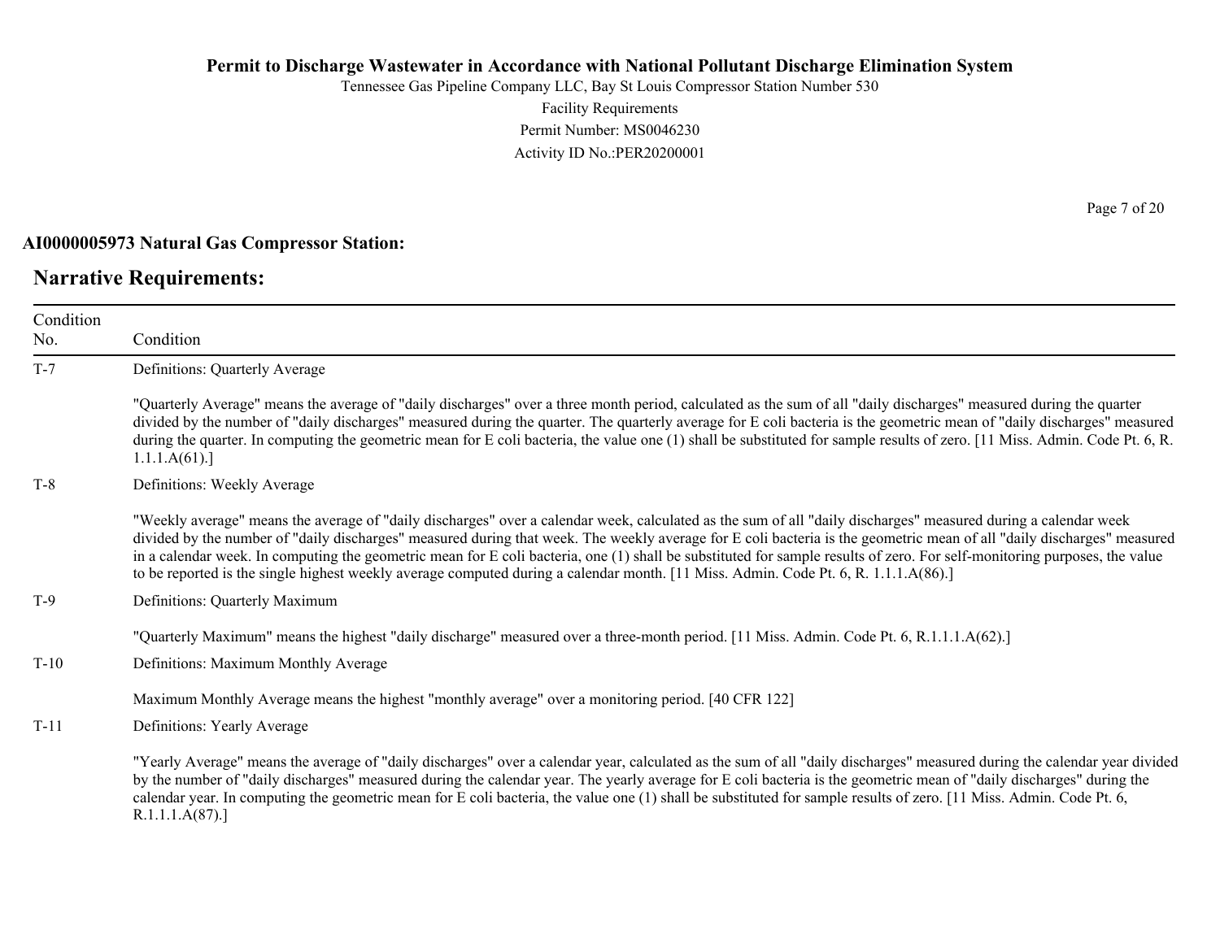**AI0000005973 Natural Gas Compressor Station:**

## Narrative Requirements:

| Condition No. | Condition |
|---|---|
| T-7 | Definitions: Quarterly Average<br><br>"Quarterly Average" means the average of "daily discharges" over a three month period, calculated as the sum of all "daily discharges" measured during the quarter divided by the number of "daily discharges" measured during the quarter. The quarterly average for E coli bacteria is the geometric mean of "daily discharges" measured during the quarter. In computing the geometric mean for E coli bacteria, the value one (1) shall be substituted for sample results of zero. [11 Miss. Admin. Code Pt. 6, R. 1.1.1.A(61).] |
| T-8 | Definitions: Weekly Average<br><br>"Weekly average" means the average of "daily discharges" over a calendar week, calculated as the sum of all "daily discharges" measured during a calendar week divided by the number of "daily discharges" measured during that week. The weekly average for E coli bacteria is the geometric mean of all "daily discharges" measured in a calendar week. In computing the geometric mean for E coli bacteria, one (1) shall be substituted for sample results of zero. For self-monitoring purposes, the value to be reported is the single highest weekly average computed during a calendar month. [11 Miss. Admin. Code Pt. 6, R. 1.1.1.A(86).] |
| T-9 | Definitions: Quarterly Maximum<br><br>"Quarterly Maximum" means the highest "daily discharge" measured over a three-month period. [11 Miss. Admin. Code Pt. 6, R.1.1.1.A(62).] |
| T-10 | Definitions: Maximum Monthly Average<br><br>Maximum Monthly Average means the highest "monthly average" over a monitoring period. [40 CFR 122] |
| T-11 | Definitions: Yearly Average<br><br>"Yearly Average" means the average of "daily discharges" over a calendar year, calculated as the sum of all "daily discharges" measured during the calendar year divided by the number of "daily discharges" measured during the calendar year. The yearly average for E coli bacteria is the geometric mean of "daily discharges" during the calendar year. In computing the geometric mean for E coli bacteria, the value one (1) shall be substituted for sample results of zero. [11 Miss. Admin. Code Pt. 6, R.1.1.1.A(87).] |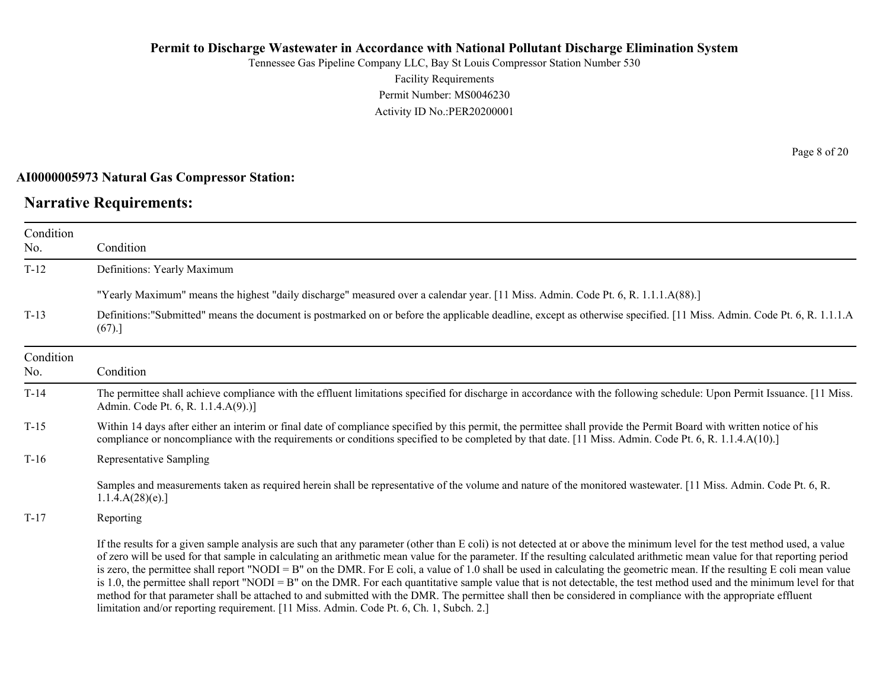**AI0000005973 Natural Gas Compressor Station:**

## Narrative Requirements:

| Condition No. | Condition |
|---|---|
| T-12 | Definitions: Yearly Maximum<br><br>"Yearly Maximum" means the highest "daily discharge" measured over a calendar year. [11 Miss. Admin. Code Pt. 6, R. 1.1.1.A(88).] |
| T-13 | Definitions:"Submitted" means the document is postmarked on or before the applicable deadline, except as otherwise specified. [11 Miss. Admin. Code Pt. 6, R. 1.1.1.A (67).] |

| Condition No. | Condition |
|---|---|
| T-14 | The permittee shall achieve compliance with the effluent limitations specified for discharge in accordance with the following schedule: Upon Permit Issuance. [11 Miss. Admin. Code Pt. 6, R. 1.1.4.A(9).)] |
| T-15 | Within 14 days after either an interim or final date of compliance specified by this permit, the permittee shall provide the Permit Board with written notice of his compliance or noncompliance with the requirements or conditions specified to be completed by that date. [11 Miss. Admin. Code Pt. 6, R. 1.1.4.A(10).] |
| T-16 | Representative Sampling<br><br>Samples and measurements taken as required herein shall be representative of the volume and nature of the monitored wastewater. [11 Miss. Admin. Code Pt. 6, R. 1.1.4.A(28)(e).] |
| T-17 | Reporting<br><br>If the results for a given sample analysis are such that any parameter (other than E coli) is not detected at or above the minimum level for the test method used, a value of zero will be used for that sample in calculating an arithmetic mean value for the parameter. If the resulting calculated arithmetic mean value for that reporting period is zero, the permittee shall report "NODI = B" on the DMR. For E coli, a value of 1.0 shall be used in calculating the geometric mean. If the resulting E coli mean value is 1.0, the permittee shall report "NODI = B" on the DMR. For each quantitative sample value that is not detectable, the test method used and the minimum level for that method for that parameter shall be attached to and submitted with the DMR. The permittee shall then be considered in compliance with the appropriate effluent limitation and/or reporting requirement. [11 Miss. Admin. Code Pt. 6, Ch. 1, Subch. 2.] |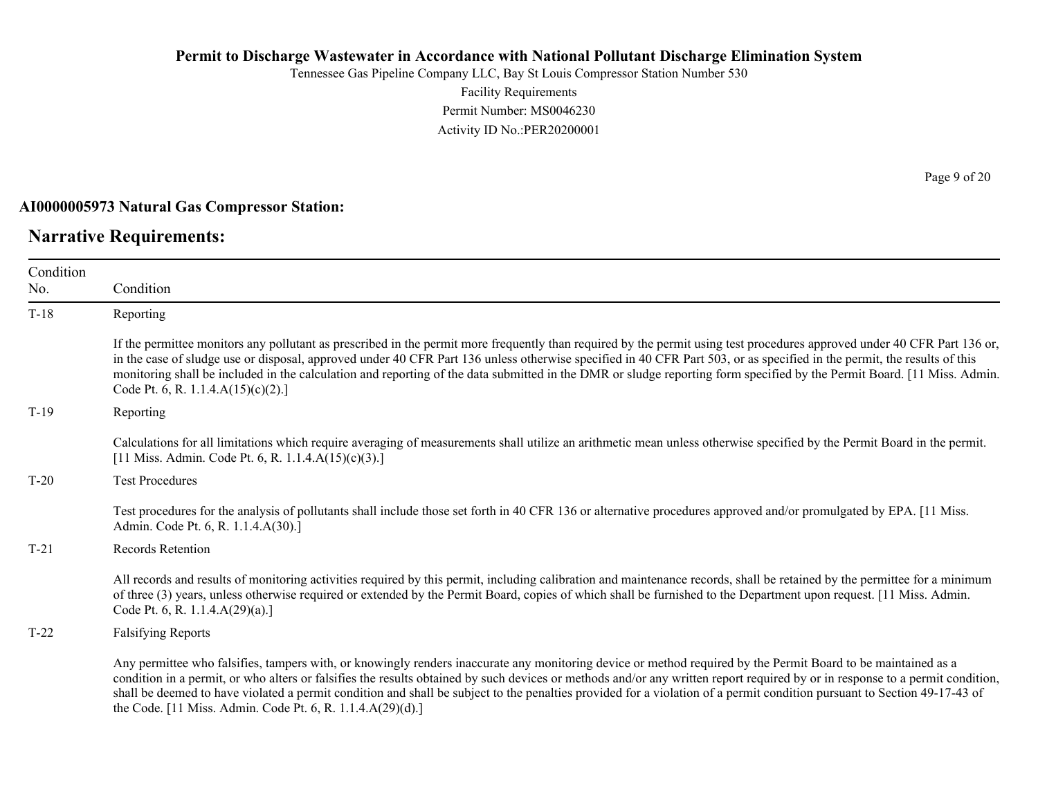**AI0000005973 Natural Gas Compressor Station:**

## Narrative Requirements:

| Condition No. | Condition |
|---|---|
| T-18 | Reporting<br><br>If the permittee monitors any pollutant as prescribed in the permit more frequently than required by the permit using test procedures approved under 40 CFR Part 136 or, in the case of sludge use or disposal, approved under 40 CFR Part 136 unless otherwise specified in 40 CFR Part 503, or as specified in the permit, the results of this monitoring shall be included in the calculation and reporting of the data submitted in the DMR or sludge reporting form specified by the Permit Board. [11 Miss. Admin. Code Pt. 6, R. 1.1.4.A(15)(c)(2).] |
| T-19 | Reporting<br><br>Calculations for all limitations which require averaging of measurements shall utilize an arithmetic mean unless otherwise specified by the Permit Board in the permit. [11 Miss. Admin. Code Pt. 6, R. 1.1.4.A(15)(c)(3).] |
| T-20 | Test Procedures<br><br>Test procedures for the analysis of pollutants shall include those set forth in 40 CFR 136 or alternative procedures approved and/or promulgated by EPA. [11 Miss. Admin. Code Pt. 6, R. 1.1.4.A(30).] |
| T-21 | Records Retention<br><br>All records and results of monitoring activities required by this permit, including calibration and maintenance records, shall be retained by the permittee for a minimum of three (3) years, unless otherwise required or extended by the Permit Board, copies of which shall be furnished to the Department upon request. [11 Miss. Admin. Code Pt. 6, R. 1.1.4.A(29)(a).] |
| T-22 | Falsifying Reports<br><br>Any permittee who falsifies, tampers with, or knowingly renders inaccurate any monitoring device or method required by the Permit Board to be maintained as a condition in a permit, or who alters or falsifies the results obtained by such devices or methods and/or any written report required by or in response to a permit condition, shall be deemed to have violated a permit condition and shall be subject to the penalties provided for a violation of a permit condition pursuant to Section 49-17-43 of the Code. [11 Miss. Admin. Code Pt. 6, R. 1.1.4.A(29)(d).] |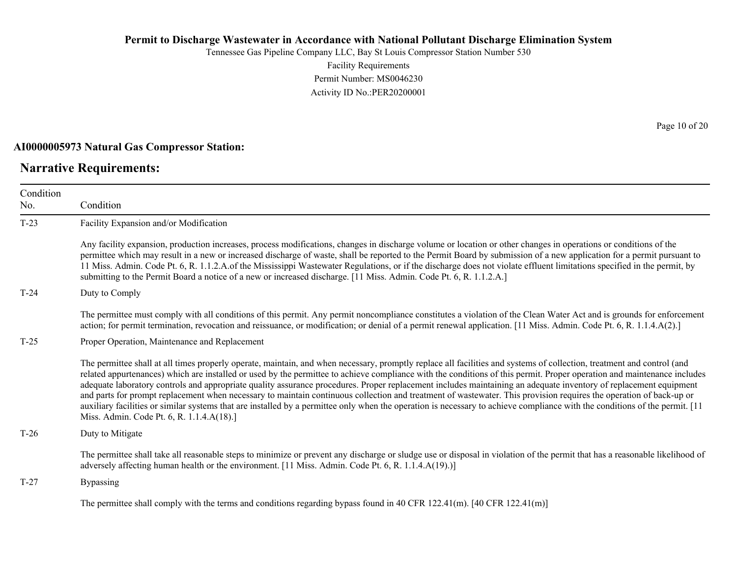**AI0000005973 Natural Gas Compressor Station:**

## Narrative Requirements:

| Condition No. | Condition |
|---|---|
| T-23 | Facility Expansion and/or Modification<br><br>Any facility expansion, production increases, process modifications, changes in discharge volume or location or other changes in operations or conditions of the permittee which may result in a new or increased discharge of waste, shall be reported to the Permit Board by submission of a new application for a permit pursuant to 11 Miss. Admin. Code Pt. 6, R. 1.1.2.A.of the Mississippi Wastewater Regulations, or if the discharge does not violate effluent limitations specified in the permit, by submitting to the Permit Board a notice of a new or increased discharge. [11 Miss. Admin. Code Pt. 6, R. 1.1.2.A.] |
| T-24 | Duty to Comply<br><br>The permittee must comply with all conditions of this permit. Any permit noncompliance constitutes a violation of the Clean Water Act and is grounds for enforcement action; for permit termination, revocation and reissuance, or modification; or denial of a permit renewal application. [11 Miss. Admin. Code Pt. 6, R. 1.1.4.A(2).] |
| T-25 | Proper Operation, Maintenance and Replacement<br><br>The permittee shall at all times properly operate, maintain, and when necessary, promptly replace all facilities and systems of collection, treatment and control (and related appurtenances) which are installed or used by the permittee to achieve compliance with the conditions of this permit. Proper operation and maintenance includes adequate laboratory controls and appropriate quality assurance procedures. Proper replacement includes maintaining an adequate inventory of replacement equipment and parts for prompt replacement when necessary to maintain continuous collection and treatment of wastewater. This provision requires the operation of back-up or auxiliary facilities or similar systems that are installed by a permittee only when the operation is necessary to achieve compliance with the conditions of the permit. [11 Miss. Admin. Code Pt. 6, R. 1.1.4.A(18).] |
| T-26 | Duty to Mitigate<br><br>The permittee shall take all reasonable steps to minimize or prevent any discharge or sludge use or disposal in violation of the permit that has a reasonable likelihood of adversely affecting human health or the environment. [11 Miss. Admin. Code Pt. 6, R. 1.1.4.A(19).)] |
| T-27 | Bypassing<br><br>The permittee shall comply with the terms and conditions regarding bypass found in 40 CFR 122.41(m). [40 CFR 122.41(m)] |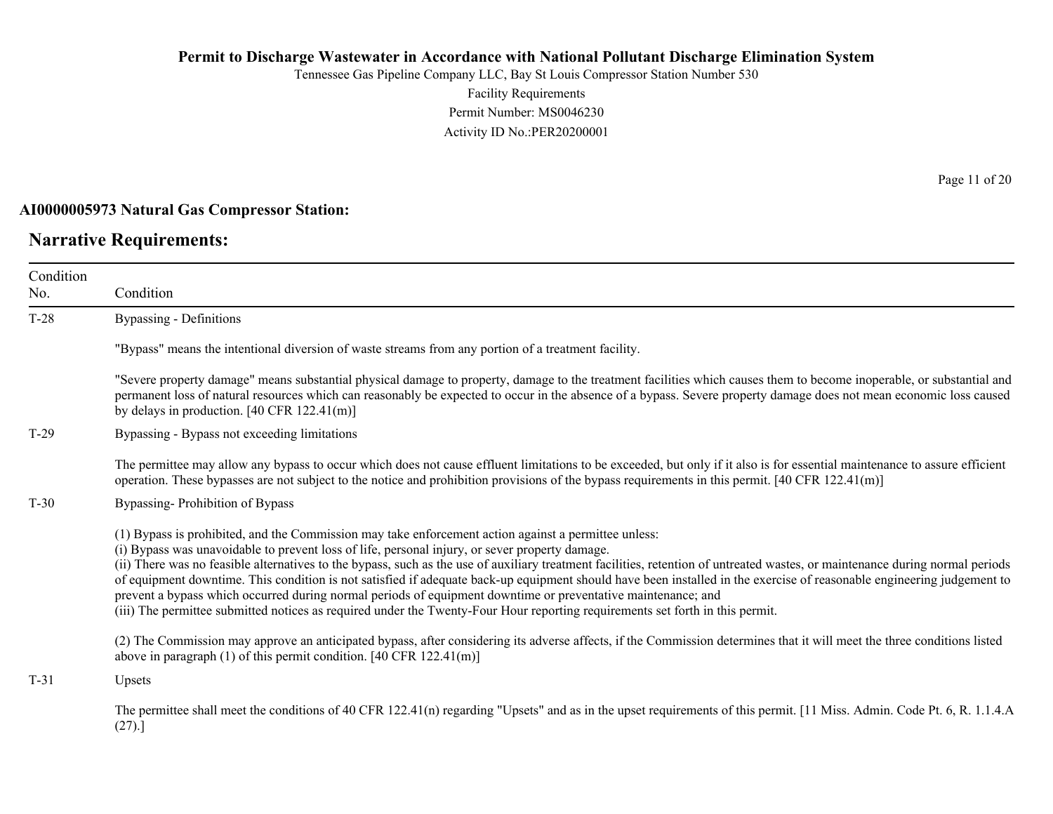**AI0000005973 Natural Gas Compressor Station:**

## Narrative Requirements:

| Condition No. | Condition |
|---|---|
| T-28 | Bypassing - Definitions<br><br>"Bypass" means the intentional diversion of waste streams from any portion of a treatment facility.<br><br>"Severe property damage" means substantial physical damage to property, damage to the treatment facilities which causes them to become inoperable, or substantial and permanent loss of natural resources which can reasonably be expected to occur in the absence of a bypass. Severe property damage does not mean economic loss caused by delays in production. [40 CFR 122.41(m)] |
| T-29 | Bypassing - Bypass not exceeding limitations<br><br>The permittee may allow any bypass to occur which does not cause effluent limitations to be exceeded, but only if it also is for essential maintenance to assure efficient operation. These bypasses are not subject to the notice and prohibition provisions of the bypass requirements in this permit. [40 CFR 122.41(m)] |
| T-30 | Bypassing- Prohibition of Bypass<br><br>(1) Bypass is prohibited, and the Commission may take enforcement action against a permittee unless:<br>(i) Bypass was unavoidable to prevent loss of life, personal injury, or sever property damage.<br>(ii) There was no feasible alternatives to the bypass, such as the use of auxiliary treatment facilities, retention of untreated wastes, or maintenance during normal periods of equipment downtime. This condition is not satisfied if adequate back-up equipment should have been installed in the exercise of reasonable engineering judgement to prevent a bypass which occurred during normal periods of equipment downtime or preventative maintenance; and<br>(iii) The permittee submitted notices as required under the Twenty-Four Hour reporting requirements set forth in this permit.<br><br>(2) The Commission may approve an anticipated bypass, after considering its adverse affects, if the Commission determines that it will meet the three conditions listed above in paragraph (1) of this permit condition. [40 CFR 122.41(m)] |
| T-31 | Upsets<br><br>The permittee shall meet the conditions of 40 CFR 122.41(n) regarding "Upsets" and as in the upset requirements of this permit. [11 Miss. Admin. Code Pt. 6, R. 1.1.4.A (27).] |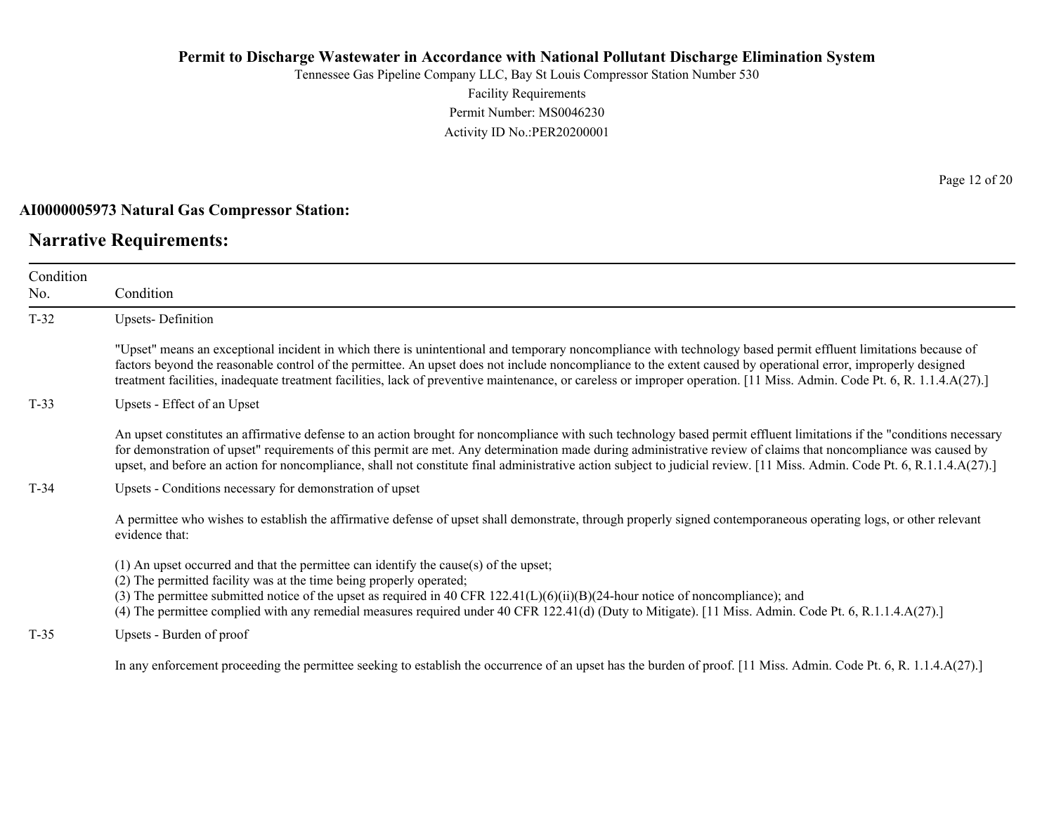**AI0000005973 Natural Gas Compressor Station:**

## Narrative Requirements:

| Condition No. | Condition |
|---|---|
| T-32 | Upsets- Definition<br><br>"Upset" means an exceptional incident in which there is unintentional and temporary noncompliance with technology based permit effluent limitations because of factors beyond the reasonable control of the permittee. An upset does not include noncompliance to the extent caused by operational error, improperly designed treatment facilities, inadequate treatment facilities, lack of preventive maintenance, or careless or improper operation. [11 Miss. Admin. Code Pt. 6, R. 1.1.4.A(27).] |
| T-33 | Upsets - Effect of an Upset<br><br>An upset constitutes an affirmative defense to an action brought for noncompliance with such technology based permit effluent limitations if the "conditions necessary for demonstration of upset" requirements of this permit are met. Any determination made during administrative review of claims that noncompliance was caused by upset, and before an action for noncompliance, shall not constitute final administrative action subject to judicial review. [11 Miss. Admin. Code Pt. 6, R.1.1.4.A(27).] |
| T-34 | Upsets - Conditions necessary for demonstration of upset<br><br>A permittee who wishes to establish the affirmative defense of upset shall demonstrate, through properly signed contemporaneous operating logs, or other relevant evidence that:<br><br>(1) An upset occurred and that the permittee can identify the cause(s) of the upset;<br>(2) The permitted facility was at the time being properly operated;<br>(3) The permittee submitted notice of the upset as required in 40 CFR 122.41(L)(6)(ii)(B)(24-hour notice of noncompliance); and<br>(4) The permittee complied with any remedial measures required under 40 CFR 122.41(d) (Duty to Mitigate). [11 Miss. Admin. Code Pt. 6, R.1.1.4.A(27).] |
| T-35 | Upsets - Burden of proof<br><br>In any enforcement proceeding the permittee seeking to establish the occurrence of an upset has the burden of proof. [11 Miss. Admin. Code Pt. 6, R. 1.1.4.A(27).] |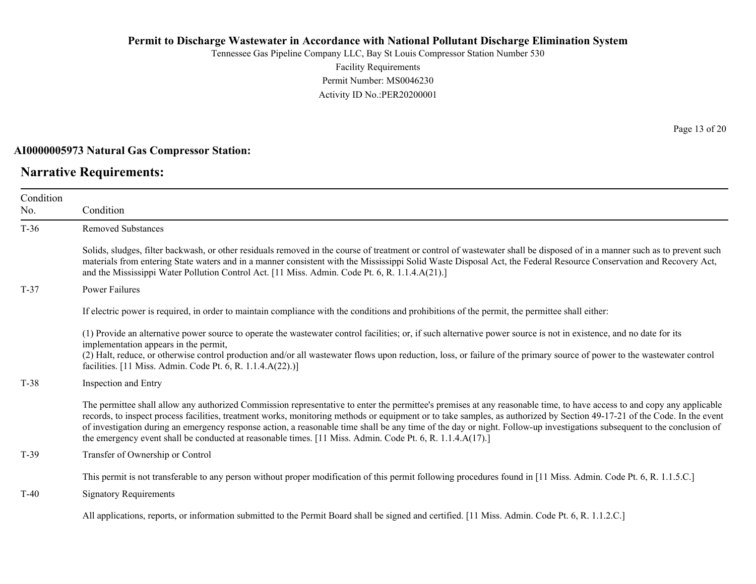**AI0000005973 Natural Gas Compressor Station:**

## Narrative Requirements:

| Condition No. | Condition |
|---|---|
| T-36 | Removed Substances<br><br>Solids, sludges, filter backwash, or other residuals removed in the course of treatment or control of wastewater shall be disposed of in a manner such as to prevent such materials from entering State waters and in a manner consistent with the Mississippi Solid Waste Disposal Act, the Federal Resource Conservation and Recovery Act, and the Mississippi Water Pollution Control Act. [11 Miss. Admin. Code Pt. 6, R. 1.1.4.A(21).] |
| T-37 | Power Failures<br><br>If electric power is required, in order to maintain compliance with the conditions and prohibitions of the permit, the permittee shall either:<br><br>(1) Provide an alternative power source to operate the wastewater control facilities; or, if such alternative power source is not in existence, and no date for its implementation appears in the permit,<br>(2) Halt, reduce, or otherwise control production and/or all wastewater flows upon reduction, loss, or failure of the primary source of power to the wastewater control facilities. [11 Miss. Admin. Code Pt. 6, R. 1.1.4.A(22).)] |
| T-38 | Inspection and Entry<br><br>The permittee shall allow any authorized Commission representative to enter the permittee's premises at any reasonable time, to have access to and copy any applicable records, to inspect process facilities, treatment works, monitoring methods or equipment or to take samples, as authorized by Section 49-17-21 of the Code. In the event of investigation during an emergency response action, a reasonable time shall be any time of the day or night. Follow-up investigations subsequent to the conclusion of the emergency event shall be conducted at reasonable times. [11 Miss. Admin. Code Pt. 6, R. 1.1.4.A(17).] |
| T-39 | Transfer of Ownership or Control<br><br>This permit is not transferable to any person without proper modification of this permit following procedures found in [11 Miss. Admin. Code Pt. 6, R. 1.1.5.C.] |
| T-40 | Signatory Requirements<br><br>All applications, reports, or information submitted to the Permit Board shall be signed and certified. [11 Miss. Admin. Code Pt. 6, R. 1.1.2.C.] |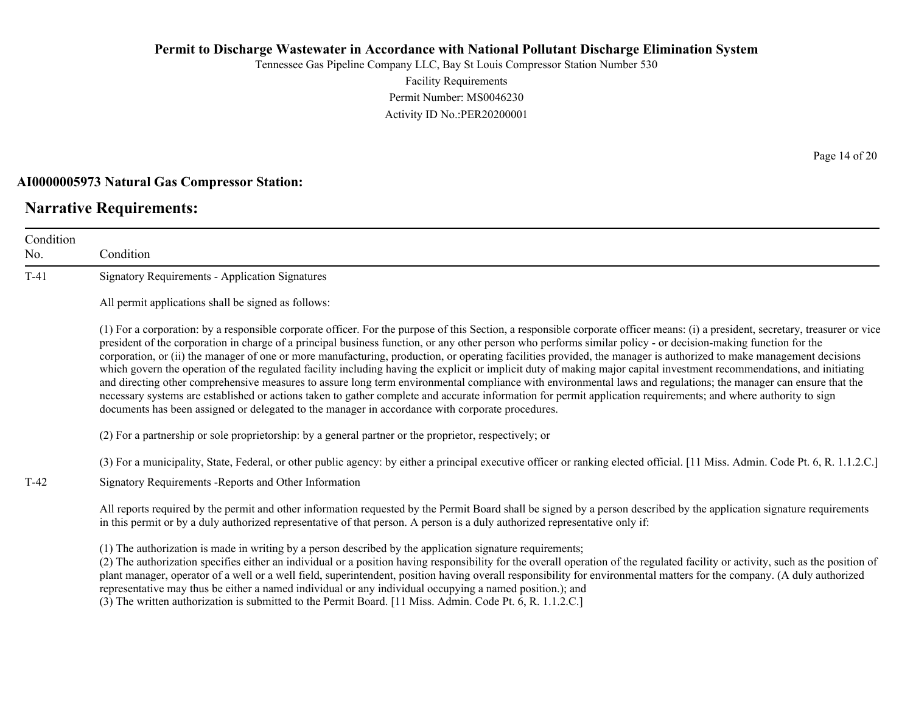**AI0000005973 Natural Gas Compressor Station:**

## Narrative Requirements:

| Condition No. | Condition |
|---|---|
| T-41 | Signatory Requirements - Application Signatures<br><br>All permit applications shall be signed as follows:<br><br>(1) For a corporation: by a responsible corporate officer. For the purpose of this Section, a responsible corporate officer means: (i) a president, secretary, treasurer or vice president of the corporation in charge of a principal business function, or any other person who performs similar policy - or decision-making function for the corporation, or (ii) the manager of one or more manufacturing, production, or operating facilities provided, the manager is authorized to make management decisions which govern the operation of the regulated facility including having the explicit or implicit duty of making major capital investment recommendations, and initiating and directing other comprehensive measures to assure long term environmental compliance with environmental laws and regulations; the manager can ensure that the necessary systems are established or actions taken to gather complete and accurate information for permit application requirements; and where authority to sign documents has been assigned or delegated to the manager in accordance with corporate procedures.<br><br>(2) For a partnership or sole proprietorship: by a general partner or the proprietor, respectively; or<br><br>(3) For a municipality, State, Federal, or other public agency: by either a principal executive officer or ranking elected official. [11 Miss. Admin. Code Pt. 6, R. 1.1.2.C.] |
| T-42 | Signatory Requirements -Reports and Other Information<br><br>All reports required by the permit and other information requested by the Permit Board shall be signed by a person described by the application signature requirements in this permit or by a duly authorized representative of that person. A person is a duly authorized representative only if:<br><br>(1) The authorization is made in writing by a person described by the application signature requirements;<br>(2) The authorization specifies either an individual or a position having responsibility for the overall operation of the regulated facility or activity, such as the position of plant manager, operator of a well or a well field, superintendent, position having overall responsibility for environmental matters for the company. (A duly authorized representative may thus be either a named individual or any individual occupying a named position.); and<br>(3) The written authorization is submitted to the Permit Board. [11 Miss. Admin. Code Pt. 6, R. 1.1.2.C.] |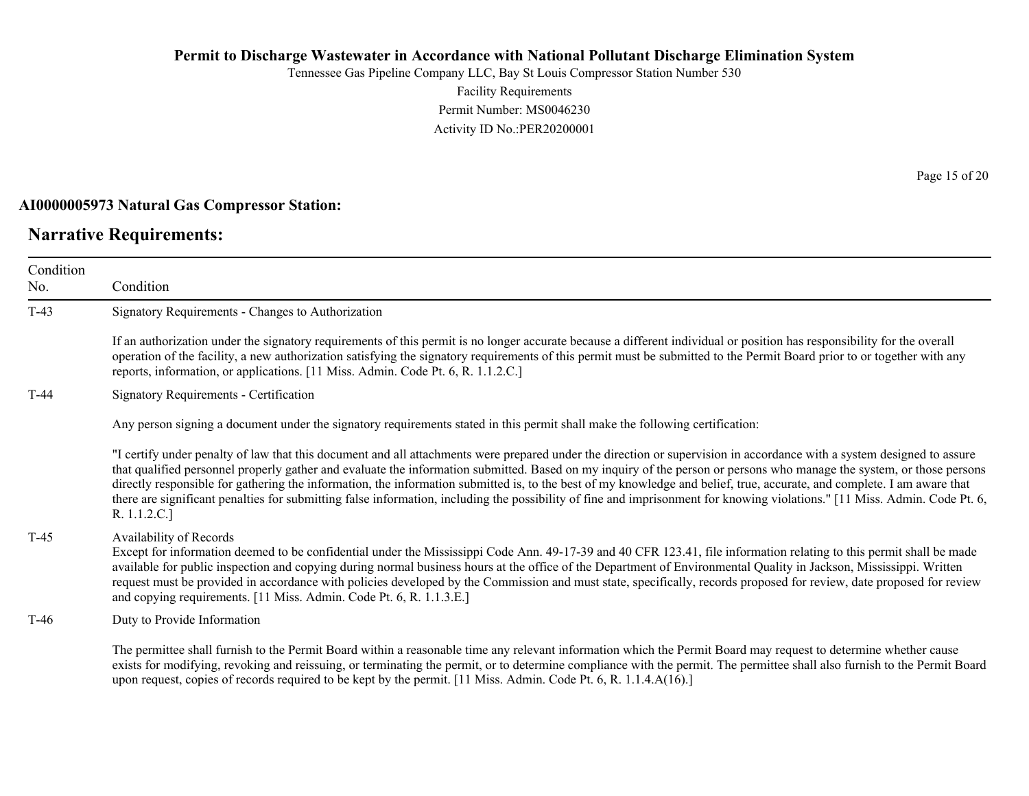**AI0000005973 Natural Gas Compressor Station:**

## Narrative Requirements:

| Condition No. | Condition |
|---|---|
| T-43 | Signatory Requirements - Changes to Authorization<br><br>If an authorization under the signatory requirements of this permit is no longer accurate because a different individual or position has responsibility for the overall operation of the facility, a new authorization satisfying the signatory requirements of this permit must be submitted to the Permit Board prior to or together with any reports, information, or applications. [11 Miss. Admin. Code Pt. 6, R. 1.1.2.C.] |
| T-44 | Signatory Requirements - Certification<br><br>Any person signing a document under the signatory requirements stated in this permit shall make the following certification:<br><br>"I certify under penalty of law that this document and all attachments were prepared under the direction or supervision in accordance with a system designed to assure that qualified personnel properly gather and evaluate the information submitted. Based on my inquiry of the person or persons who manage the system, or those persons directly responsible for gathering the information, the information submitted is, to the best of my knowledge and belief, true, accurate, and complete. I am aware that there are significant penalties for submitting false information, including the possibility of fine and imprisonment for knowing violations." [11 Miss. Admin. Code Pt. 6, R. 1.1.2.C.] |
| T-45 | Availability of Records<br>Except for information deemed to be confidential under the Mississippi Code Ann. 49-17-39 and 40 CFR 123.41, file information relating to this permit shall be made available for public inspection and copying during normal business hours at the office of the Department of Environmental Quality in Jackson, Mississippi. Written request must be provided in accordance with policies developed by the Commission and must state, specifically, records proposed for review, date proposed for review and copying requirements. [11 Miss. Admin. Code Pt. 6, R. 1.1.3.E.] |
| T-46 | Duty to Provide Information<br><br>The permittee shall furnish to the Permit Board within a reasonable time any relevant information which the Permit Board may request to determine whether cause exists for modifying, revoking and reissuing, or terminating the permit, or to determine compliance with the permit. The permittee shall also furnish to the Permit Board upon request, copies of records required to be kept by the permit. [11 Miss. Admin. Code Pt. 6, R. 1.1.4.A(16).] |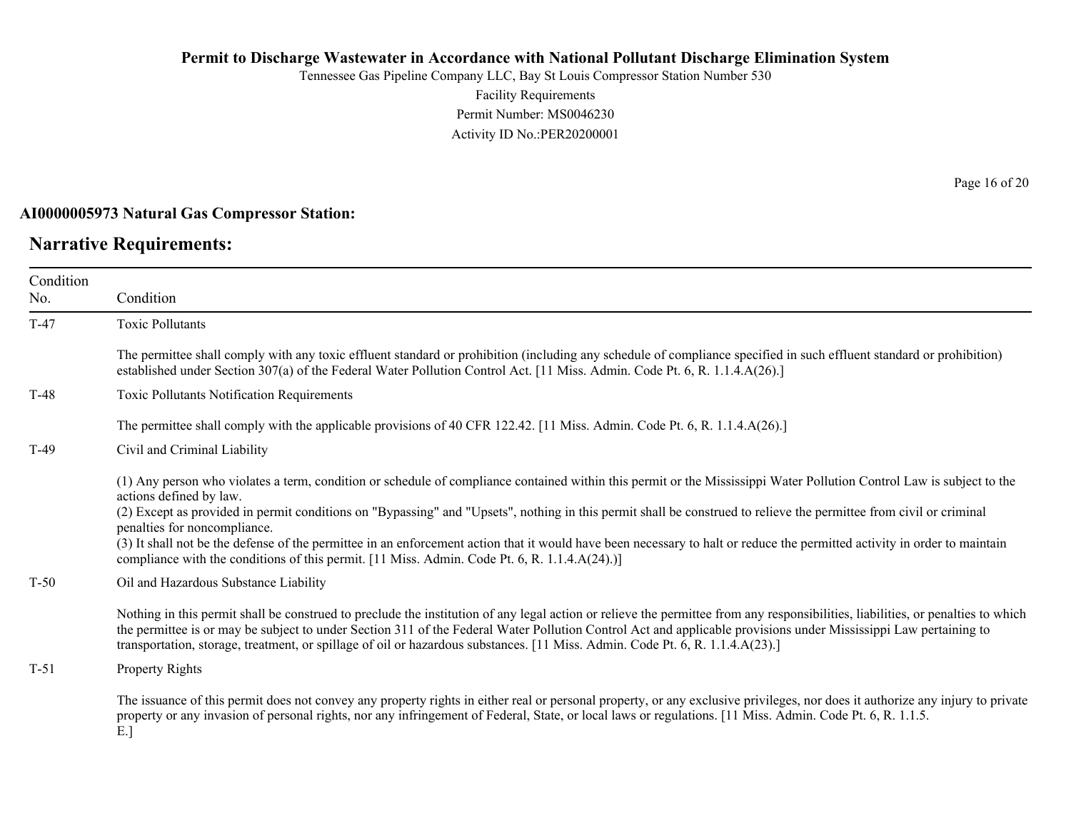**AI0000005973 Natural Gas Compressor Station:**

## Narrative Requirements:

| Condition No. | Condition |
|---|---|
| T-47 | Toxic Pollutants<br><br>The permittee shall comply with any toxic effluent standard or prohibition (including any schedule of compliance specified in such effluent standard or prohibition) established under Section 307(a) of the Federal Water Pollution Control Act. [11 Miss. Admin. Code Pt. 6, R. 1.1.4.A(26).] |
| T-48 | Toxic Pollutants Notification Requirements<br><br>The permittee shall comply with the applicable provisions of 40 CFR 122.42. [11 Miss. Admin. Code Pt. 6, R. 1.1.4.A(26).] |
| T-49 | Civil and Criminal Liability<br><br>(1) Any person who violates a term, condition or schedule of compliance contained within this permit or the Mississippi Water Pollution Control Law is subject to the actions defined by law.<br>(2) Except as provided in permit conditions on "Bypassing" and "Upsets", nothing in this permit shall be construed to relieve the permittee from civil or criminal penalties for noncompliance.<br>(3) It shall not be the defense of the permittee in an enforcement action that it would have been necessary to halt or reduce the permitted activity in order to maintain compliance with the conditions of this permit. [11 Miss. Admin. Code Pt. 6, R. 1.1.4.A(24).)] |
| T-50 | Oil and Hazardous Substance Liability<br><br>Nothing in this permit shall be construed to preclude the institution of any legal action or relieve the permittee from any responsibilities, liabilities, or penalties to which the permittee is or may be subject to under Section 311 of the Federal Water Pollution Control Act and applicable provisions under Mississippi Law pertaining to transportation, storage, treatment, or spillage of oil or hazardous substances. [11 Miss. Admin. Code Pt. 6, R. 1.1.4.A(23).] |
| T-51 | Property Rights<br><br>The issuance of this permit does not convey any property rights in either real or personal property, or any exclusive privileges, nor does it authorize any injury to private property or any invasion of personal rights, nor any infringement of Federal, State, or local laws or regulations. [11 Miss. Admin. Code Pt. 6, R. 1.1.5. E.] |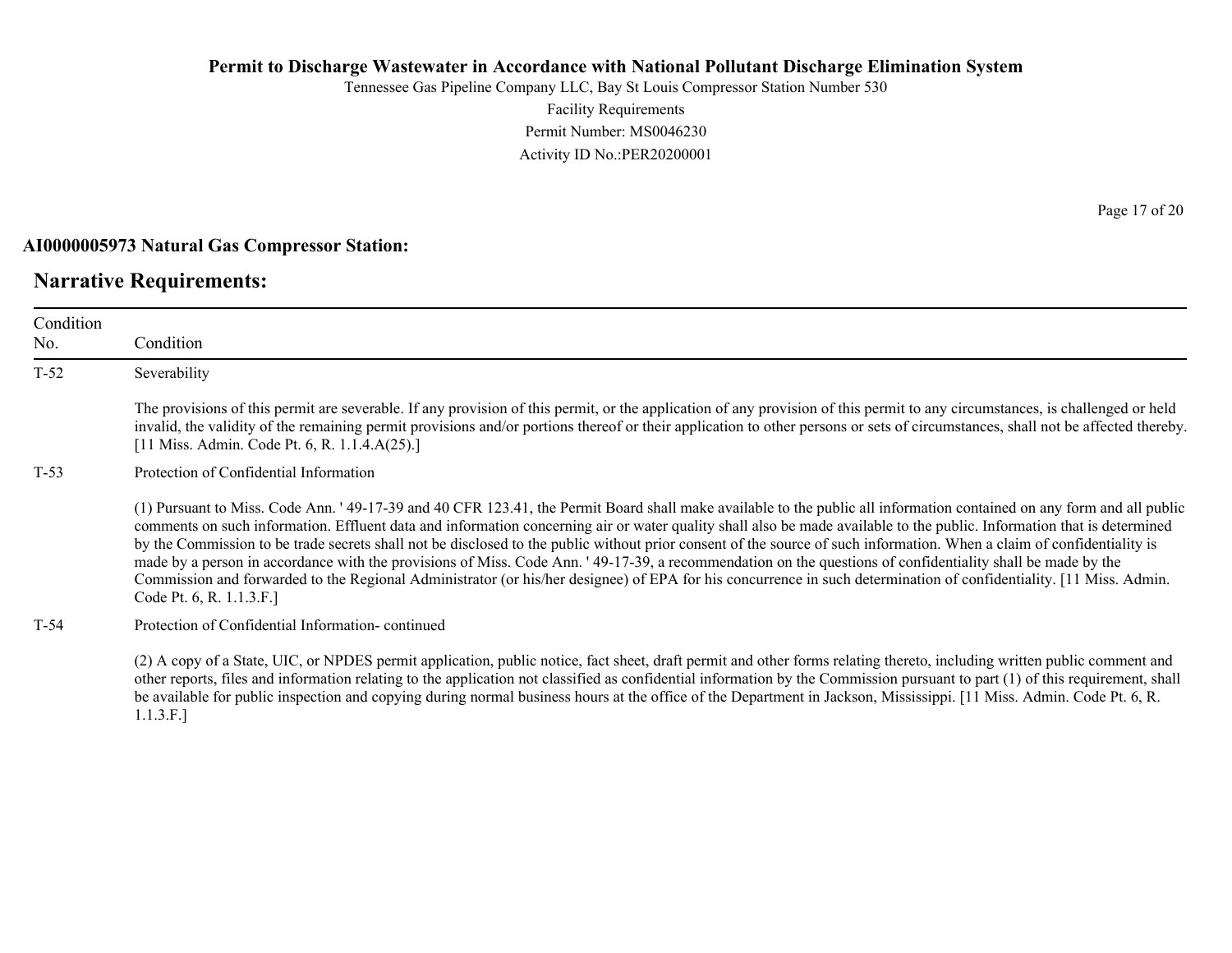**AI0000005973 Natural Gas Compressor Station:**

## Narrative Requirements:

| Condition No. | Condition |
| --- | --- |
| T-52 | Severability<br><br>The provisions of this permit are severable. If any provision of this permit, or the application of any provision of this permit to any circumstances, is challenged or held invalid, the validity of the remaining permit provisions and/or portions thereof or their application to other persons or sets of circumstances, shall not be affected thereby. [11 Miss. Admin. Code Pt. 6, R. 1.1.4.A(25).] |
| T-53 | Protection of Confidential Information<br><br>(1) Pursuant to Miss. Code Ann. ' 49-17-39 and 40 CFR 123.41, the Permit Board shall make available to the public all information contained on any form and all public comments on such information. Effluent data and information concerning air or water quality shall also be made available to the public. Information that is determined by the Commission to be trade secrets shall not be disclosed to the public without prior consent of the source of such information. When a claim of confidentiality is made by a person in accordance with the provisions of Miss. Code Ann. ' 49-17-39, a recommendation on the questions of confidentiality shall be made by the Commission and forwarded to the Regional Administrator (or his/her designee) of EPA for his concurrence in such determination of confidentiality. [11 Miss. Admin. Code Pt. 6, R. 1.1.3.F.] |
| T-54 | Protection of Confidential Information- continued<br><br>(2) A copy of a State, UIC, or NPDES permit application, public notice, fact sheet, draft permit and other forms relating thereto, including written public comment and other reports, files and information relating to the application not classified as confidential information by the Commission pursuant to part (1) of this requirement, shall be available for public inspection and copying during normal business hours at the office of the Department in Jackson, Mississippi. [11 Miss. Admin. Code Pt. 6, R. 1.1.3.F.] |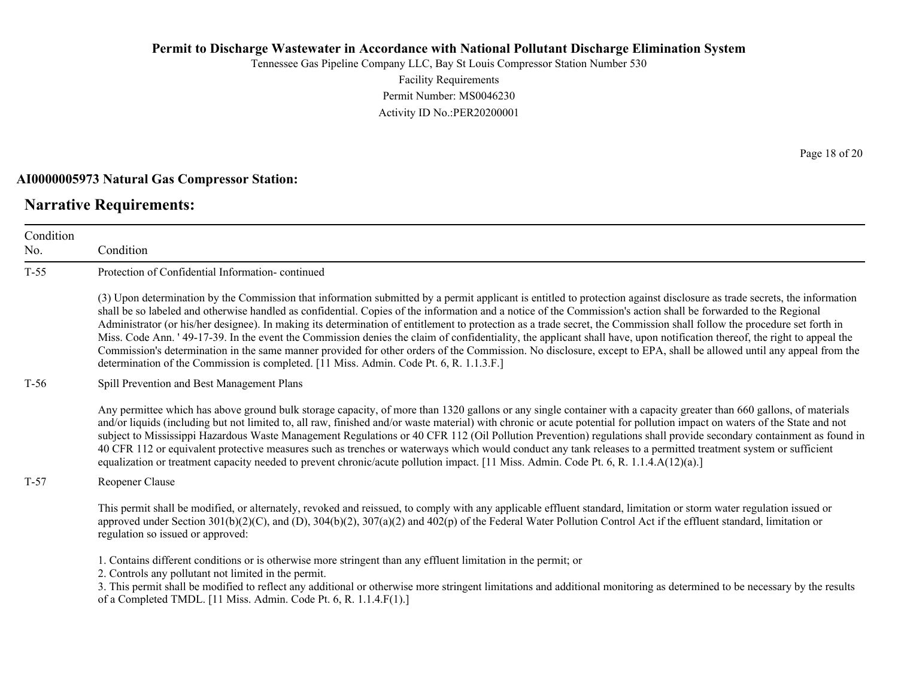**AI0000005973 Natural Gas Compressor Station:**

## Narrative Requirements:

| Condition No. | Condition |
|---|---|
| T-55 | Protection of Confidential Information- continued<br><br>(3) Upon determination by the Commission that information submitted by a permit applicant is entitled to protection against disclosure as trade secrets, the information shall be so labeled and otherwise handled as confidential. Copies of the information and a notice of the Commission's action shall be forwarded to the Regional Administrator (or his/her designee). In making its determination of entitlement to protection as a trade secret, the Commission shall follow the procedure set forth in Miss. Code Ann. ' 49-17-39. In the event the Commission denies the claim of confidentiality, the applicant shall have, upon notification thereof, the right to appeal the Commission's determination in the same manner provided for other orders of the Commission. No disclosure, except to EPA, shall be allowed until any appeal from the determination of the Commission is completed. [11 Miss. Admin. Code Pt. 6, R. 1.1.3.F.] |
| T-56 | Spill Prevention and Best Management Plans<br><br>Any permittee which has above ground bulk storage capacity, of more than 1320 gallons or any single container with a capacity greater than 660 gallons, of materials and/or liquids (including but not limited to, all raw, finished and/or waste material) with chronic or acute potential for pollution impact on waters of the State and not subject to Mississippi Hazardous Waste Management Regulations or 40 CFR 112 (Oil Pollution Prevention) regulations shall provide secondary containment as found in 40 CFR 112 or equivalent protective measures such as trenches or waterways which would conduct any tank releases to a permitted treatment system or sufficient equalization or treatment capacity needed to prevent chronic/acute pollution impact. [11 Miss. Admin. Code Pt. 6, R. 1.1.4.A(12)(a).] |
| T-57 | Reopener Clause<br><br>This permit shall be modified, or alternately, revoked and reissued, to comply with any applicable effluent standard, limitation or storm water regulation issued or approved under Section 301(b)(2)(C), and (D), 304(b)(2), 307(a)(2) and 402(p) of the Federal Water Pollution Control Act if the effluent standard, limitation or regulation so issued or approved:<br><br>1. Contains different conditions or is otherwise more stringent than any effluent limitation in the permit; or<br>2. Controls any pollutant not limited in the permit.<br>3. This permit shall be modified to reflect any additional or otherwise more stringent limitations and additional monitoring as determined to be necessary by the results of a Completed TMDL. [11 Miss. Admin. Code Pt. 6, R. 1.1.4.F(1).] |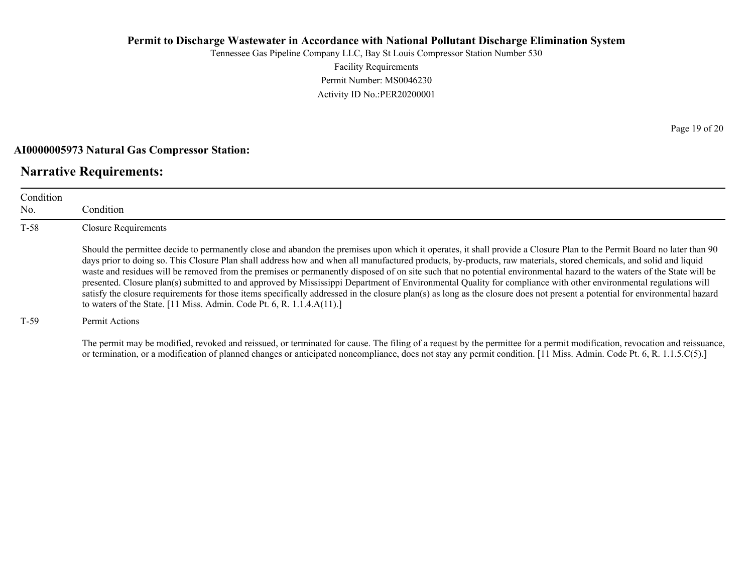**AI0000005973 Natural Gas Compressor Station:**

## Narrative Requirements:

| Condition No. | Condition |
|---|---|
| T-58 | Closure Requirements<br><br>Should the permittee decide to permanently close and abandon the premises upon which it operates, it shall provide a Closure Plan to the Permit Board no later than 90 days prior to doing so. This Closure Plan shall address how and when all manufactured products, by-products, raw materials, stored chemicals, and solid and liquid waste and residues will be removed from the premises or permanently disposed of on site such that no potential environmental hazard to the waters of the State will be presented. Closure plan(s) submitted to and approved by Mississippi Department of Environmental Quality for compliance with other environmental regulations will satisfy the closure requirements for those items specifically addressed in the closure plan(s) as long as the closure does not present a potential for environmental hazard to waters of the State. [11 Miss. Admin. Code Pt. 6, R. 1.1.4.A(11).] |
| T-59 | Permit Actions<br><br>The permit may be modified, revoked and reissued, or terminated for cause. The filing of a request by the permittee for a permit modification, revocation and reissuance, or termination, or a modification of planned changes or anticipated noncompliance, does not stay any permit condition. [11 Miss. Admin. Code Pt. 6, R. 1.1.5.C(5).] |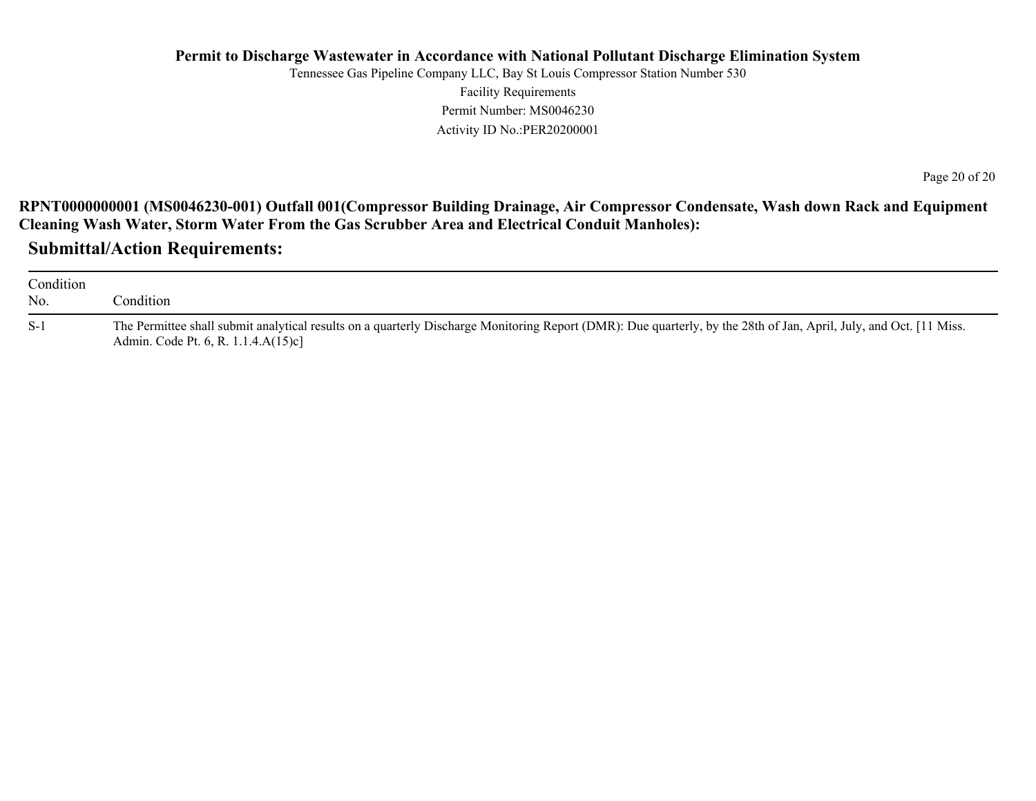**RPNT0000000001 (MS0046230-001) Outfall 001(Compressor Building Drainage, Air Compressor Condensate, Wash down Rack and Equipment Cleaning Wash Water, Storm Water From the Gas Scrubber Area and Electrical Conduit Manholes):**

## Submittal/Action Requirements:

| Condition No. | Condition |
| --- | --- |
| S-1 | The Permittee shall submit analytical results on a quarterly Discharge Monitoring Report (DMR): Due quarterly, by the 28th of Jan, April, July, and Oct. [11 Miss. Admin. Code Pt. 6, R. 1.1.4.A(15)c] |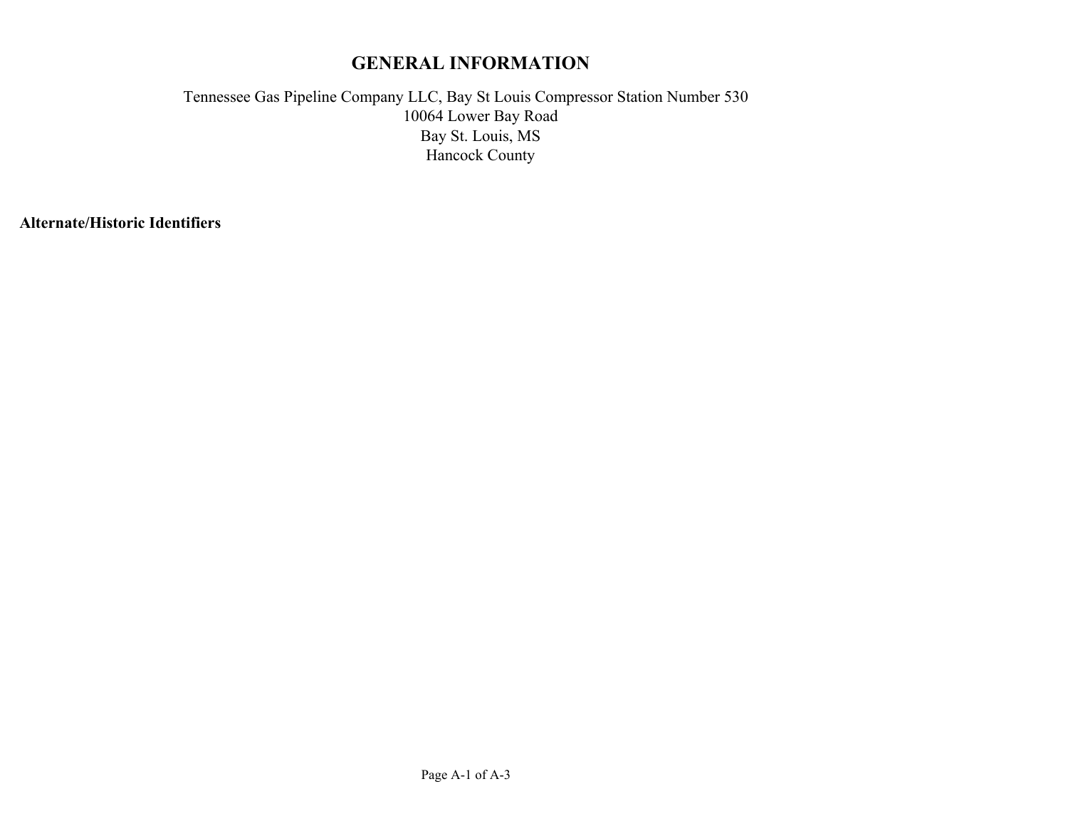# GENERAL INFORMATION

Tennessee Gas Pipeline Company LLC, Bay St Louis Compressor Station Number 530
10064 Lower Bay Road
Bay St. Louis, MS
Hancock County

**Alternate/Historic Identifiers**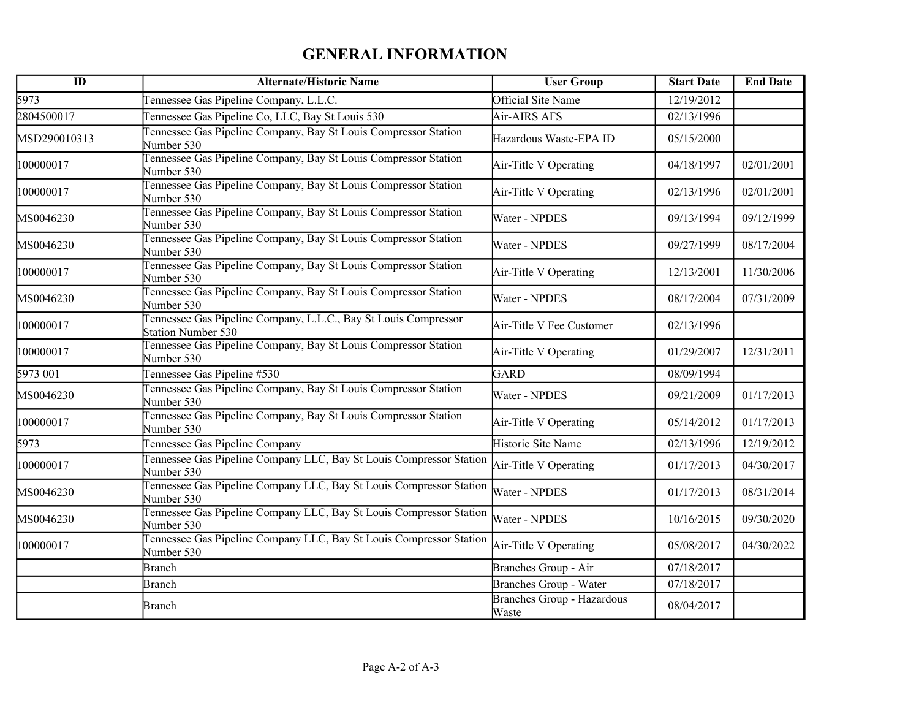# GENERAL INFORMATION

| ID | Alternate/Historic Name | User Group | Start Date | End Date |
|---|---|---|---|---|
| 5973 | Tennessee Gas Pipeline Company, L.L.C. | Official Site Name | 12/19/2012 | |
| 2804500017 | Tennessee Gas Pipeline Co, LLC, Bay St Louis 530 | Air-AIRS AFS | 02/13/1996 | |
| MSD290010313 | Tennessee Gas Pipeline Company, Bay St Louis Compressor Station Number 530 | Hazardous Waste-EPA ID | 05/15/2000 | |
| 100000017 | Tennessee Gas Pipeline Company, Bay St Louis Compressor Station Number 530 | Air-Title V Operating | 04/18/1997 | 02/01/2001 |
| 100000017 | Tennessee Gas Pipeline Company, Bay St Louis Compressor Station Number 530 | Air-Title V Operating | 02/13/1996 | 02/01/2001 |
| MS0046230 | Tennessee Gas Pipeline Company, Bay St Louis Compressor Station Number 530 | Water - NPDES | 09/13/1994 | 09/12/1999 |
| MS0046230 | Tennessee Gas Pipeline Company, Bay St Louis Compressor Station Number 530 | Water - NPDES | 09/27/1999 | 08/17/2004 |
| 100000017 | Tennessee Gas Pipeline Company, Bay St Louis Compressor Station Number 530 | Air-Title V Operating | 12/13/2001 | 11/30/2006 |
| MS0046230 | Tennessee Gas Pipeline Company, Bay St Louis Compressor Station Number 530 | Water - NPDES | 08/17/2004 | 07/31/2009 |
| 100000017 | Tennessee Gas Pipeline Company, L.L.C., Bay St Louis Compressor Station Number 530 | Air-Title V Fee Customer | 02/13/1996 | |
| 100000017 | Tennessee Gas Pipeline Company, Bay St Louis Compressor Station Number 530 | Air-Title V Operating | 01/29/2007 | 12/31/2011 |
| 5973 001 | Tennessee Gas Pipeline #530 | GARD | 08/09/1994 | |
| MS0046230 | Tennessee Gas Pipeline Company, Bay St Louis Compressor Station Number 530 | Water - NPDES | 09/21/2009 | 01/17/2013 |
| 100000017 | Tennessee Gas Pipeline Company, Bay St Louis Compressor Station Number 530 | Air-Title V Operating | 05/14/2012 | 01/17/2013 |
| 5973 | Tennessee Gas Pipeline Company | Historic Site Name | 02/13/1996 | 12/19/2012 |
| 100000017 | Tennessee Gas Pipeline Company LLC, Bay St Louis Compressor Station Number 530 | Air-Title V Operating | 01/17/2013 | 04/30/2017 |
| MS0046230 | Tennessee Gas Pipeline Company LLC, Bay St Louis Compressor Station Number 530 | Water - NPDES | 01/17/2013 | 08/31/2014 |
| MS0046230 | Tennessee Gas Pipeline Company LLC, Bay St Louis Compressor Station Number 530 | Water - NPDES | 10/16/2015 | 09/30/2020 |
| 100000017 | Tennessee Gas Pipeline Company LLC, Bay St Louis Compressor Station Number 530 | Air-Title V Operating | 05/08/2017 | 04/30/2022 |
| | Branch | Branches Group - Air | 07/18/2017 | |
| | Branch | Branches Group - Water | 07/18/2017 | |
| | Branch | Branches Group - Hazardous Waste | 08/04/2017 | |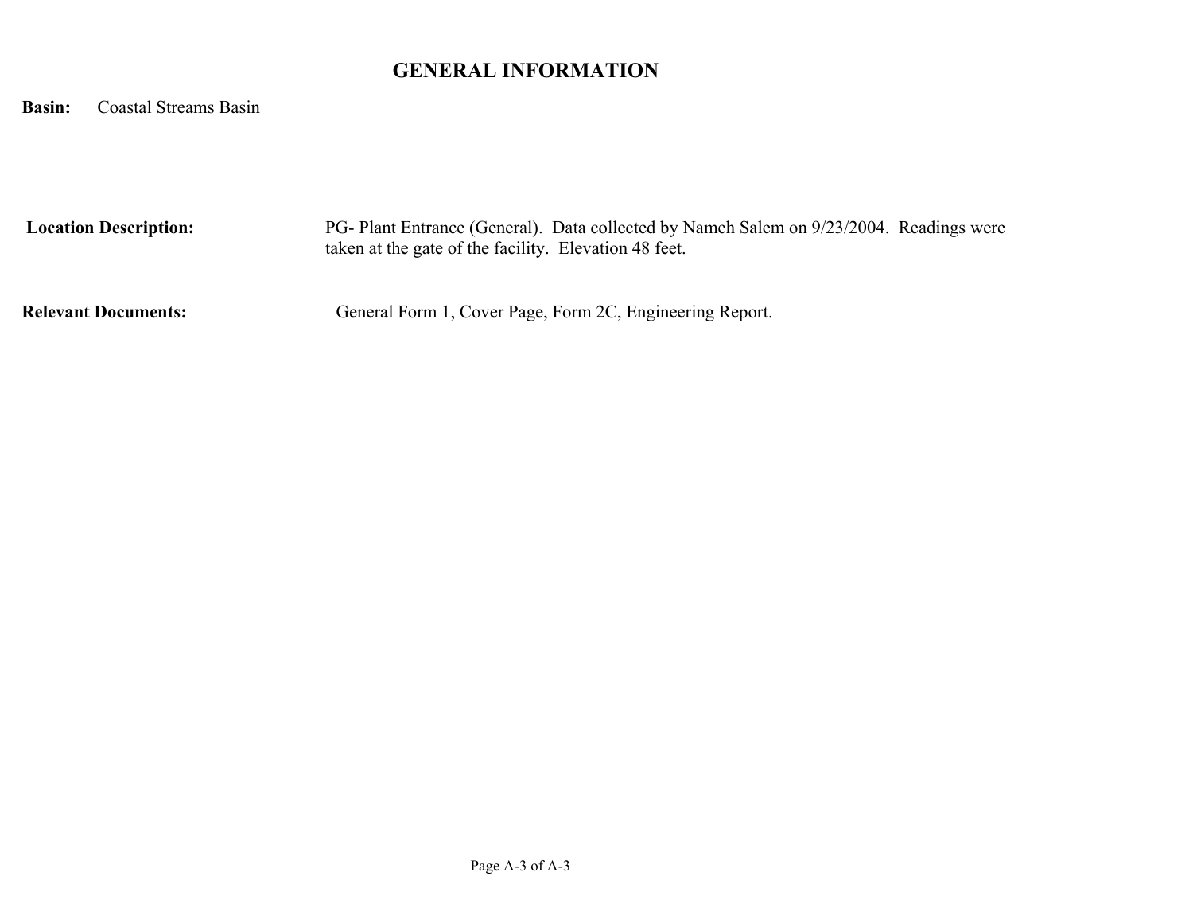# GENERAL INFORMATION

**Basin:** Coastal Streams Basin

**Location Description:** PG- Plant Entrance (General). Data collected by Nameh Salem on 9/23/2004. Readings were taken at the gate of the facility. Elevation 48 feet.

**Relevant Documents:** General Form 1, Cover Page, Form 2C, Engineering Report.